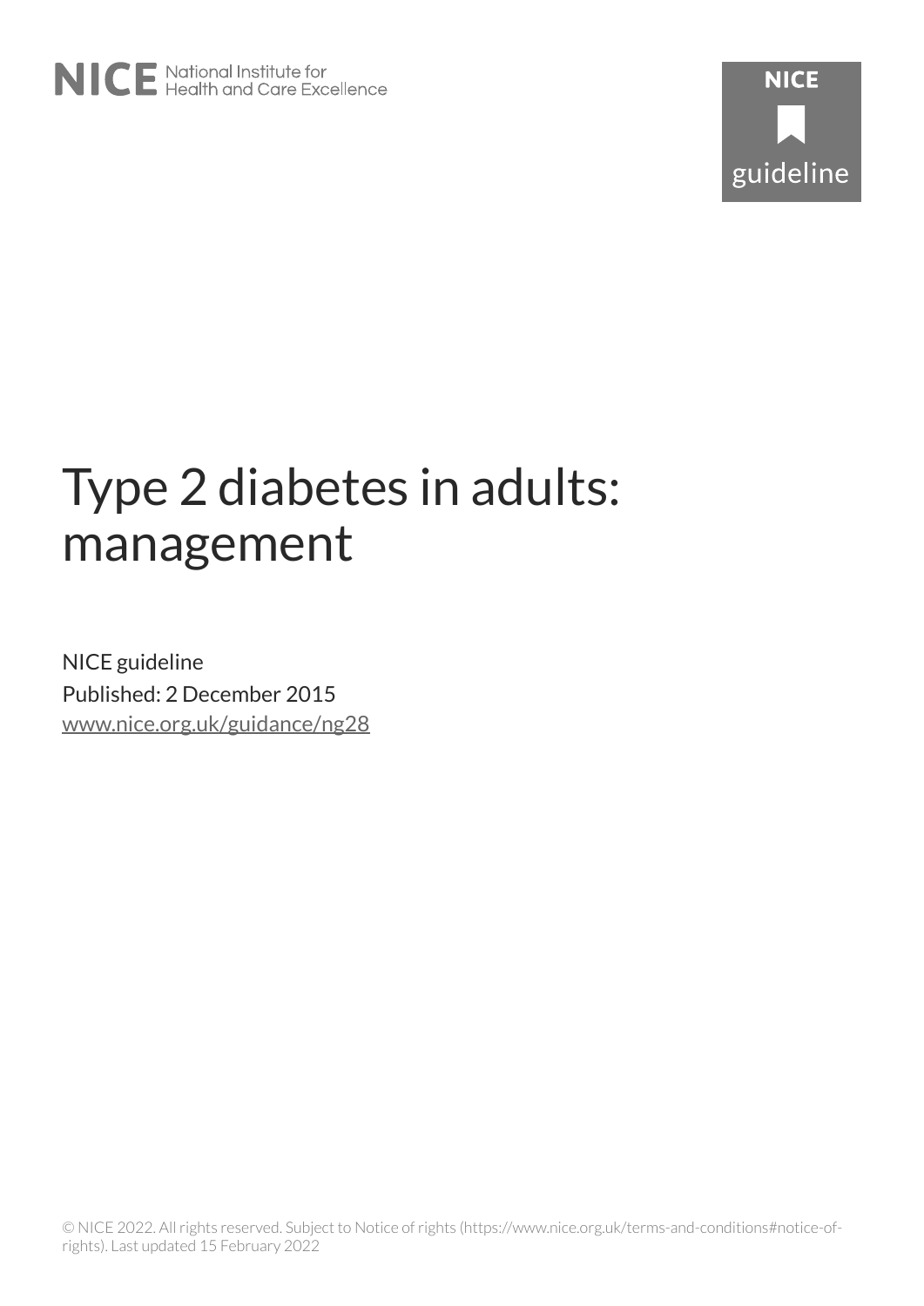NICE National Institute for Health and Care Excellence

NICE guideline

# Type 2 diabetes in adults: management

NICE guideline

Published: 2 December 2015

www.nice.org.uk/guidance/ng28

© NICE 2022. All rights reserved. Subject to Notice of rights (https://www.nice.org.uk/terms-and-conditions#notice-of-rights). Last updated 15 February 2022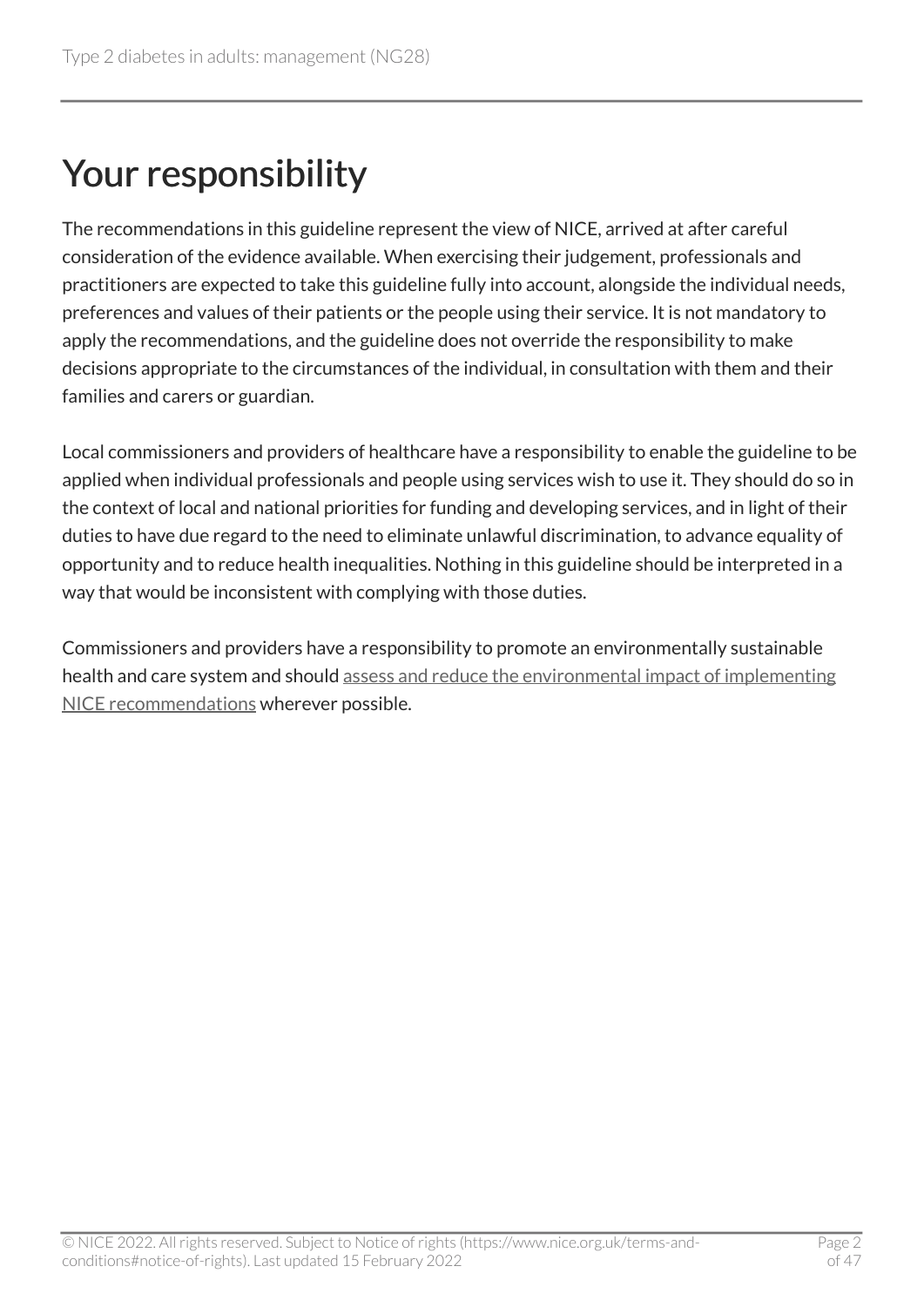# Your responsibility

The recommendations in this guideline represent the view of NICE, arrived at after careful consideration of the evidence available. When exercising their judgement, professionals and practitioners are expected to take this guideline fully into account, alongside the individual needs, preferences and values of their patients or the people using their service. It is not mandatory to apply the recommendations, and the guideline does not override the responsibility to make decisions appropriate to the circumstances of the individual, in consultation with them and their families and carers or guardian.

Local commissioners and providers of healthcare have a responsibility to enable the guideline to be applied when individual professionals and people using services wish to use it. They should do so in the context of local and national priorities for funding and developing services, and in light of their duties to have due regard to the need to eliminate unlawful discrimination, to advance equality of opportunity and to reduce health inequalities. Nothing in this guideline should be interpreted in a way that would be inconsistent with complying with those duties.

Commissioners and providers have a responsibility to promote an environmentally sustainable health and care system and should assess and reduce the environmental impact of implementing NICE recommendations wherever possible.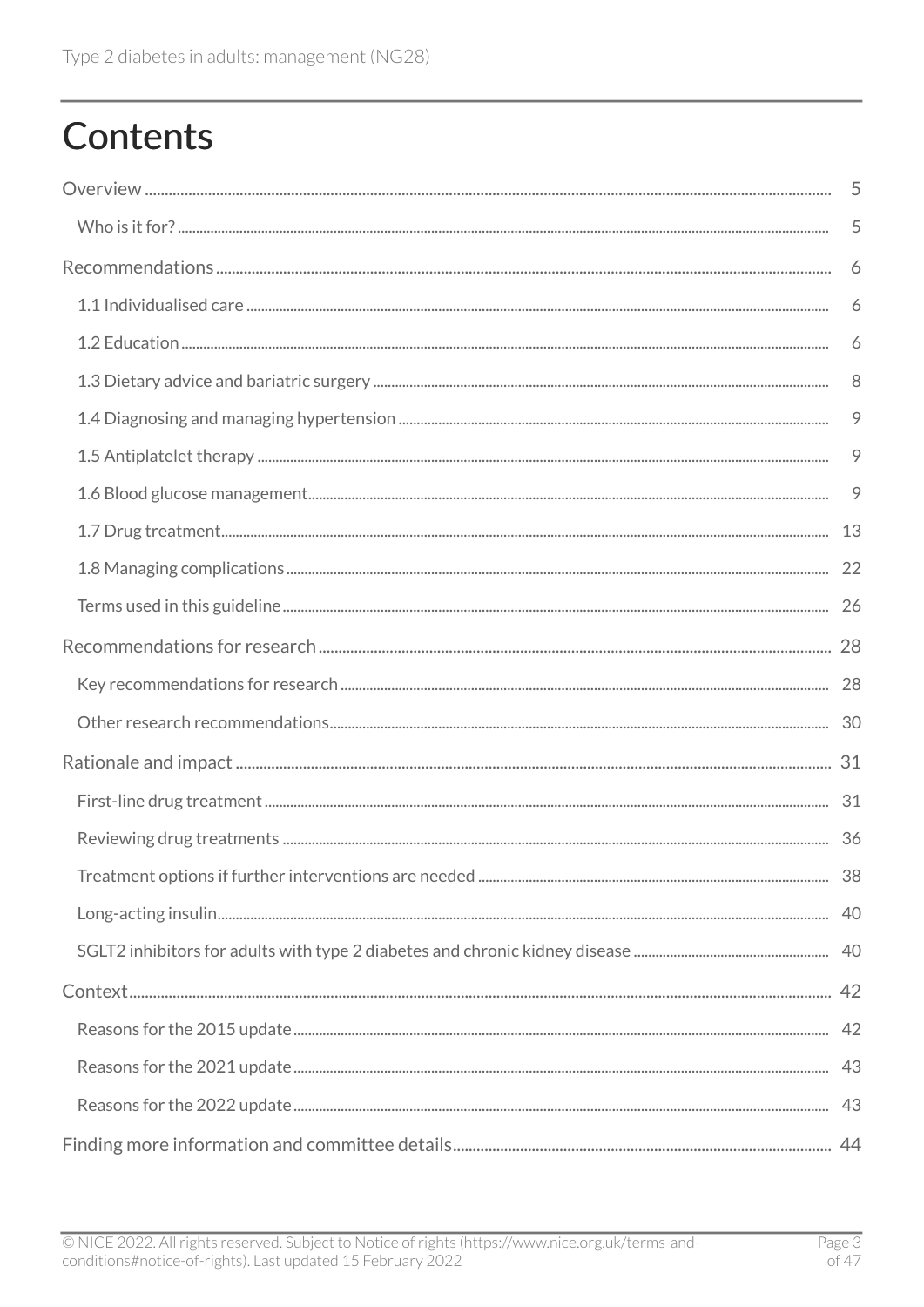# Contents

Overview .......... 5

- Who is it for? .......... 5

Recommendations .......... 6

- 1.1 Individualised care .......... 6
- 1.2 Education .......... 6
- 1.3 Dietary advice and bariatric surgery .......... 8
- 1.4 Diagnosing and managing hypertension .......... 9
- 1.5 Antiplatelet therapy .......... 9
- 1.6 Blood glucose management .......... 9
- 1.7 Drug treatment .......... 13
- 1.8 Managing complications .......... 22
- Terms used in this guideline .......... 26

Recommendations for research .......... 28

- Key recommendations for research .......... 28
- Other research recommendations .......... 30

Rationale and impact .......... 31

- First-line drug treatment .......... 31
- Reviewing drug treatments .......... 36
- Treatment options if further interventions are needed .......... 38
- Long-acting insulin .......... 40
- SGLT2 inhibitors for adults with type 2 diabetes and chronic kidney disease .......... 40

Context .......... 42

- Reasons for the 2015 update .......... 42
- Reasons for the 2021 update .......... 43
- Reasons for the 2022 update .......... 43

Finding more information and committee details .......... 44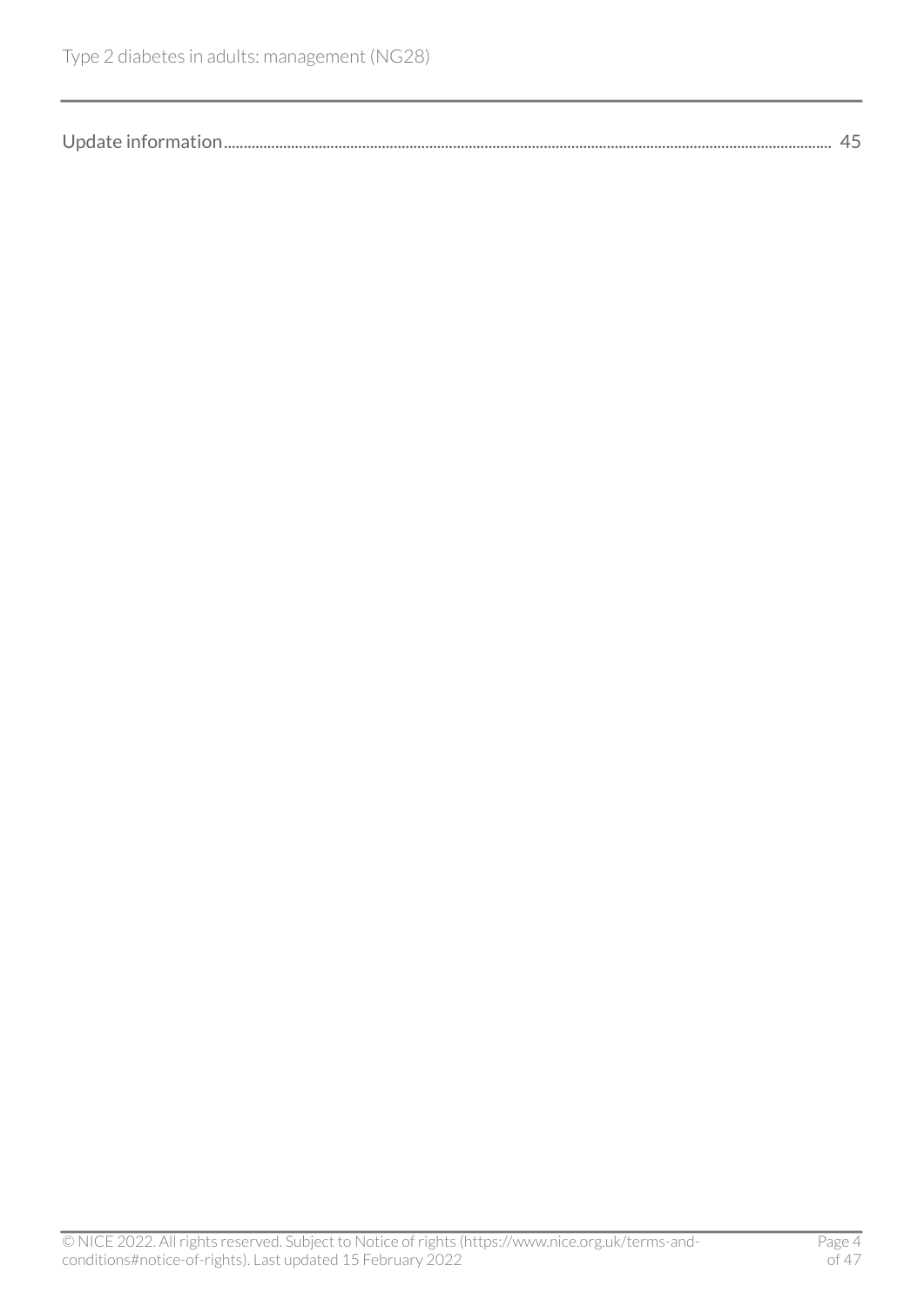Update information ........................................................................................................................................................ 45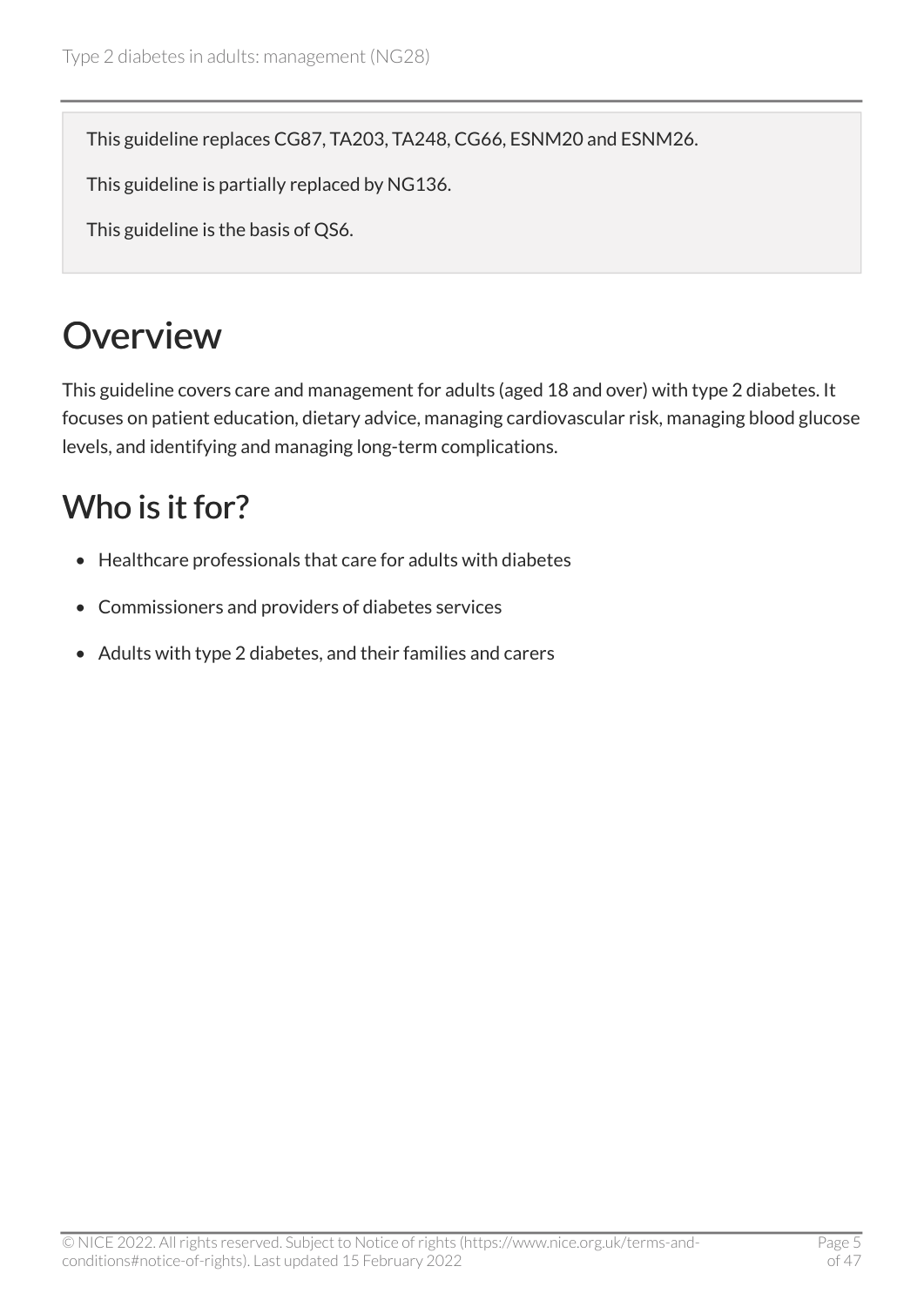This guideline replaces CG87, TA203, TA248, CG66, ESNM20 and ESNM26.

This guideline is partially replaced by NG136.

This guideline is the basis of QS6.

# Overview

This guideline covers care and management for adults (aged 18 and over) with type 2 diabetes. It focuses on patient education, dietary advice, managing cardiovascular risk, managing blood glucose levels, and identifying and managing long-term complications.

## Who is it for?

- Healthcare professionals that care for adults with diabetes
- Commissioners and providers of diabetes services
- Adults with type 2 diabetes, and their families and carers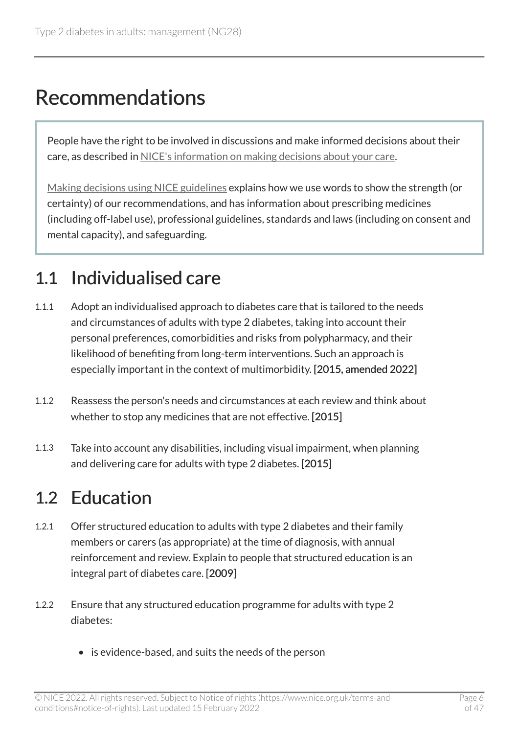# Recommendations

People have the right to be involved in discussions and make informed decisions about their care, as described in NICE's information on making decisions about your care.

Making decisions using NICE guidelines explains how we use words to show the strength (or certainty) of our recommendations, and has information about prescribing medicines (including off-label use), professional guidelines, standards and laws (including on consent and mental capacity), and safeguarding.

## 1.1 Individualised care

1.1.1 Adopt an individualised approach to diabetes care that is tailored to the needs and circumstances of adults with type 2 diabetes, taking into account their personal preferences, comorbidities and risks from polypharmacy, and their likelihood of benefiting from long-term interventions. Such an approach is especially important in the context of multimorbidity. [2015, amended 2022]

1.1.2 Reassess the person's needs and circumstances at each review and think about whether to stop any medicines that are not effective. [2015]

1.1.3 Take into account any disabilities, including visual impairment, when planning and delivering care for adults with type 2 diabetes. [2015]

## 1.2 Education

1.2.1 Offer structured education to adults with type 2 diabetes and their family members or carers (as appropriate) at the time of diagnosis, with annual reinforcement and review. Explain to people that structured education is an integral part of diabetes care. [2009]

1.2.2 Ensure that any structured education programme for adults with type 2 diabetes:

- is evidence-based, and suits the needs of the person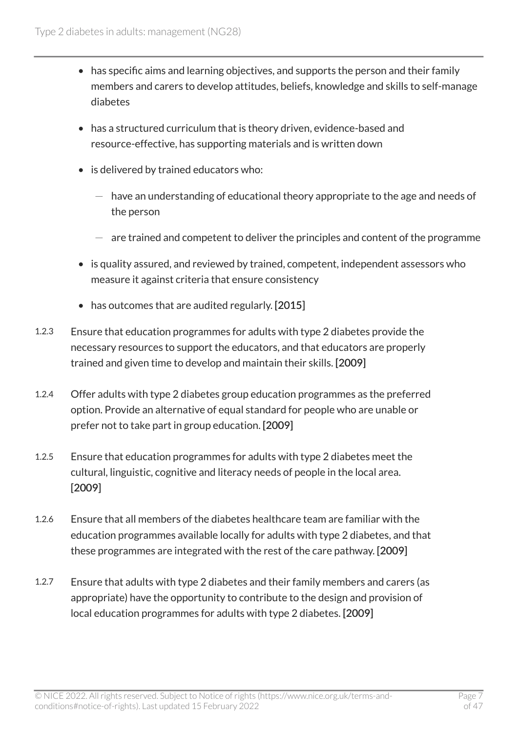- has specific aims and learning objectives, and supports the person and their family members and carers to develop attitudes, beliefs, knowledge and skills to self-manage diabetes
- has a structured curriculum that is theory driven, evidence-based and resource-effective, has supporting materials and is written down
- is delivered by trained educators who:
  - have an understanding of educational theory appropriate to the age and needs of the person
  - are trained and competent to deliver the principles and content of the programme
- is quality assured, and reviewed by trained, competent, independent assessors who measure it against criteria that ensure consistency
- has outcomes that are audited regularly. **[2015]**

1.2.3 Ensure that education programmes for adults with type 2 diabetes provide the necessary resources to support the educators, and that educators are properly trained and given time to develop and maintain their skills. **[2009]**

1.2.4 Offer adults with type 2 diabetes group education programmes as the preferred option. Provide an alternative of equal standard for people who are unable or prefer not to take part in group education. **[2009]**

1.2.5 Ensure that education programmes for adults with type 2 diabetes meet the cultural, linguistic, cognitive and literacy needs of people in the local area. **[2009]**

1.2.6 Ensure that all members of the diabetes healthcare team are familiar with the education programmes available locally for adults with type 2 diabetes, and that these programmes are integrated with the rest of the care pathway. **[2009]**

1.2.7 Ensure that adults with type 2 diabetes and their family members and carers (as appropriate) have the opportunity to contribute to the design and provision of local education programmes for adults with type 2 diabetes. **[2009]**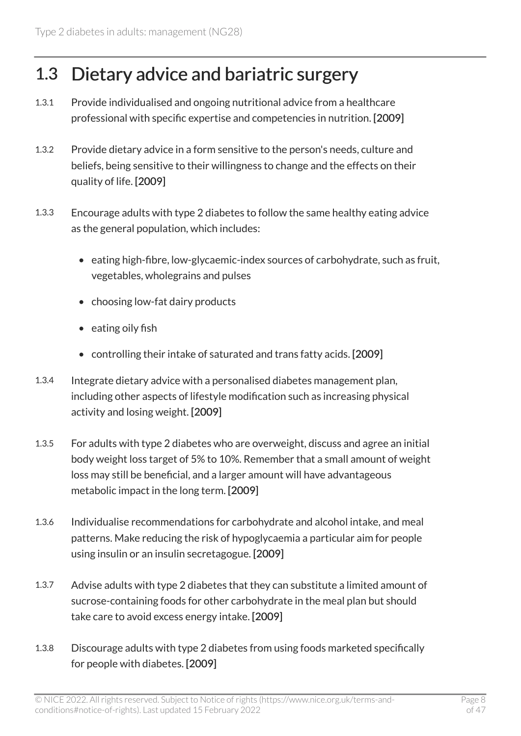## 1.3 Dietary advice and bariatric surgery

1.3.1 Provide individualised and ongoing nutritional advice from a healthcare professional with specific expertise and competencies in nutrition. [2009]

1.3.2 Provide dietary advice in a form sensitive to the person's needs, culture and beliefs, being sensitive to their willingness to change and the effects on their quality of life. [2009]

1.3.3 Encourage adults with type 2 diabetes to follow the same healthy eating advice as the general population, which includes:

- eating high-fibre, low-glycaemic-index sources of carbohydrate, such as fruit, vegetables, wholegrains and pulses
- choosing low-fat dairy products
- eating oily fish
- controlling their intake of saturated and trans fatty acids. [2009]

1.3.4 Integrate dietary advice with a personalised diabetes management plan, including other aspects of lifestyle modification such as increasing physical activity and losing weight. [2009]

1.3.5 For adults with type 2 diabetes who are overweight, discuss and agree an initial body weight loss target of 5% to 10%. Remember that a small amount of weight loss may still be beneficial, and a larger amount will have advantageous metabolic impact in the long term. [2009]

1.3.6 Individualise recommendations for carbohydrate and alcohol intake, and meal patterns. Make reducing the risk of hypoglycaemia a particular aim for people using insulin or an insulin secretagogue. [2009]

1.3.7 Advise adults with type 2 diabetes that they can substitute a limited amount of sucrose-containing foods for other carbohydrate in the meal plan but should take care to avoid excess energy intake. [2009]

1.3.8 Discourage adults with type 2 diabetes from using foods marketed specifically for people with diabetes. [2009]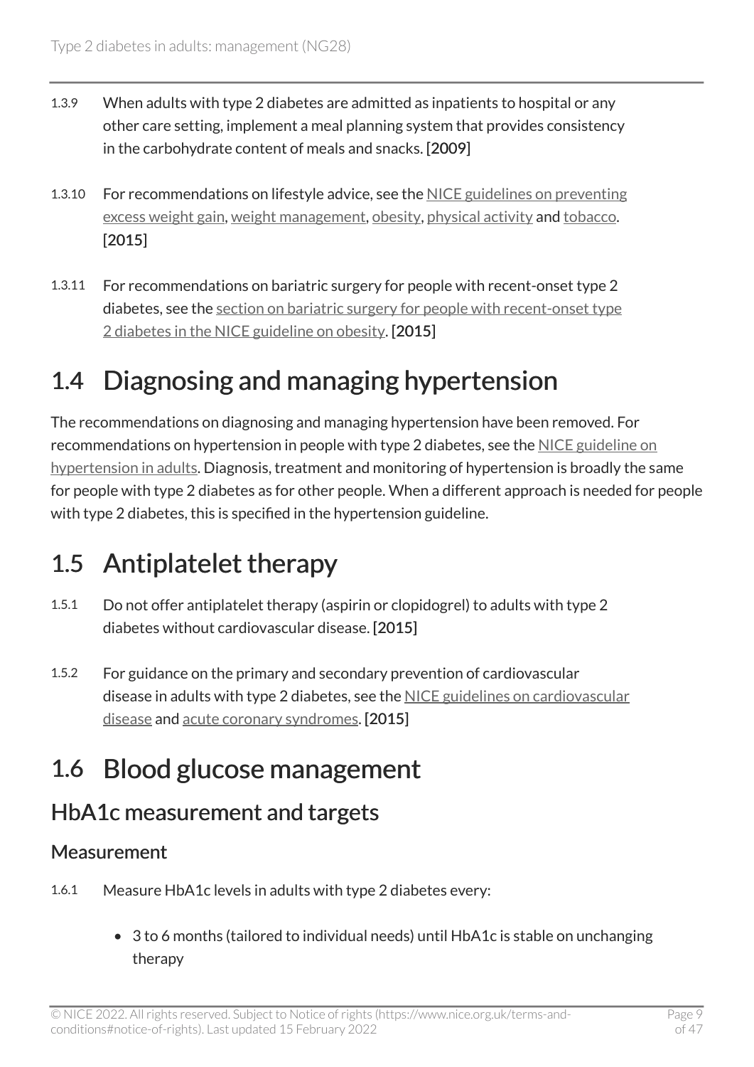1.3.9 When adults with type 2 diabetes are admitted as inpatients to hospital or any other care setting, implement a meal planning system that provides consistency in the carbohydrate content of meals and snacks. [2009]

1.3.10 For recommendations on lifestyle advice, see the NICE guidelines on preventing excess weight gain, weight management, obesity, physical activity and tobacco. [2015]

1.3.11 For recommendations on bariatric surgery for people with recent-onset type 2 diabetes, see the section on bariatric surgery for people with recent-onset type 2 diabetes in the NICE guideline on obesity. [2015]

## 1.4 Diagnosing and managing hypertension

The recommendations on diagnosing and managing hypertension have been removed. For recommendations on hypertension in people with type 2 diabetes, see the NICE guideline on hypertension in adults. Diagnosis, treatment and monitoring of hypertension is broadly the same for people with type 2 diabetes as for other people. When a different approach is needed for people with type 2 diabetes, this is specified in the hypertension guideline.

## 1.5 Antiplatelet therapy

1.5.1 Do not offer antiplatelet therapy (aspirin or clopidogrel) to adults with type 2 diabetes without cardiovascular disease. [2015]

1.5.2 For guidance on the primary and secondary prevention of cardiovascular disease in adults with type 2 diabetes, see the NICE guidelines on cardiovascular disease and acute coronary syndromes. [2015]

## 1.6 Blood glucose management

### HbA1c measurement and targets

#### Measurement

1.6.1 Measure HbA1c levels in adults with type 2 diabetes every:

- 3 to 6 months (tailored to individual needs) until HbA1c is stable on unchanging therapy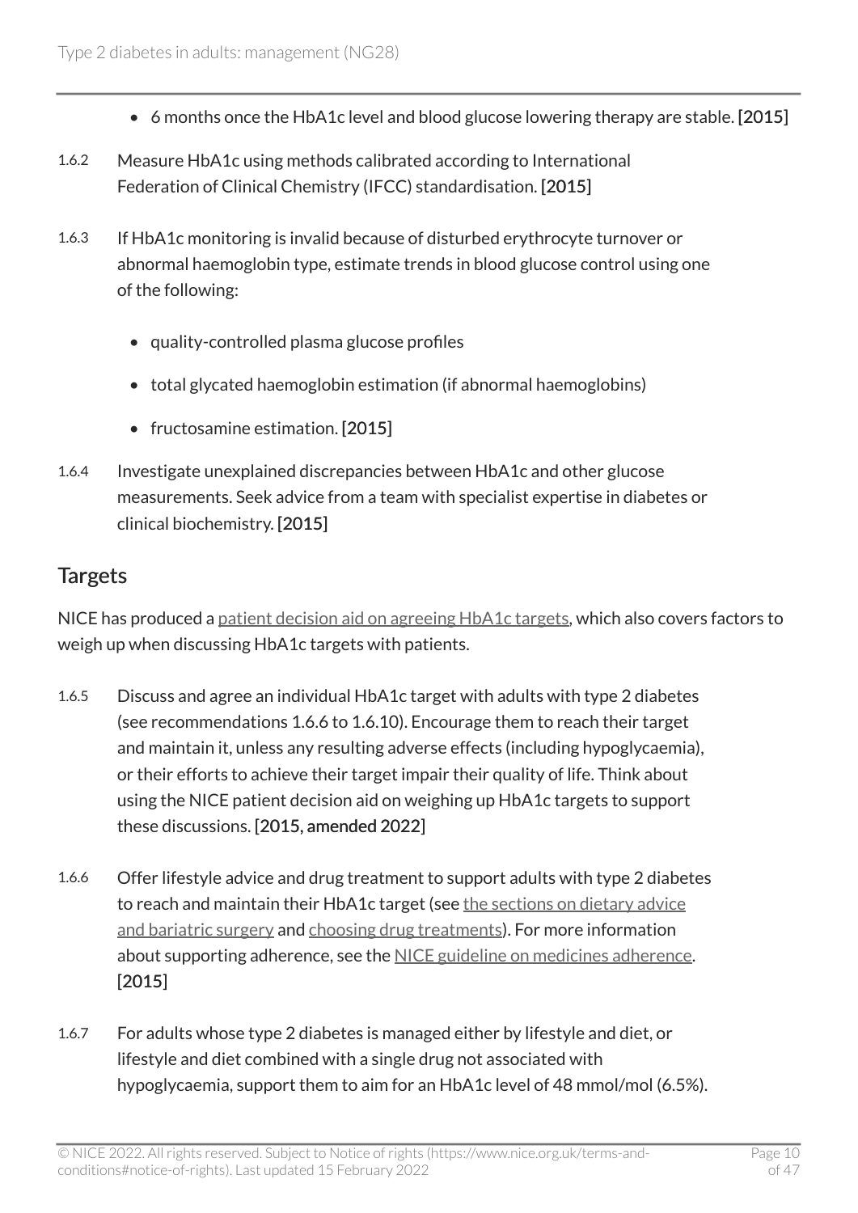- 6 months once the HbA1c level and blood glucose lowering therapy are stable. [2015]

1.6.2 Measure HbA1c using methods calibrated according to International Federation of Clinical Chemistry (IFCC) standardisation. [2015]

1.6.3 If HbA1c monitoring is invalid because of disturbed erythrocyte turnover or abnormal haemoglobin type, estimate trends in blood glucose control using one of the following:

- quality-controlled plasma glucose profiles
- total glycated haemoglobin estimation (if abnormal haemoglobins)
- fructosamine estimation. [2015]

1.6.4 Investigate unexplained discrepancies between HbA1c and other glucose measurements. Seek advice from a team with specialist expertise in diabetes or clinical biochemistry. [2015]

## Targets

NICE has produced a patient decision aid on agreeing HbA1c targets, which also covers factors to weigh up when discussing HbA1c targets with patients.

1.6.5 Discuss and agree an individual HbA1c target with adults with type 2 diabetes (see recommendations 1.6.6 to 1.6.10). Encourage them to reach their target and maintain it, unless any resulting adverse effects (including hypoglycaemia), or their efforts to achieve their target impair their quality of life. Think about using the NICE patient decision aid on weighing up HbA1c targets to support these discussions. [2015, amended 2022]

1.6.6 Offer lifestyle advice and drug treatment to support adults with type 2 diabetes to reach and maintain their HbA1c target (see the sections on dietary advice and bariatric surgery and choosing drug treatments). For more information about supporting adherence, see the NICE guideline on medicines adherence. [2015]

1.6.7 For adults whose type 2 diabetes is managed either by lifestyle and diet, or lifestyle and diet combined with a single drug not associated with hypoglycaemia, support them to aim for an HbA1c level of 48 mmol/mol (6.5%).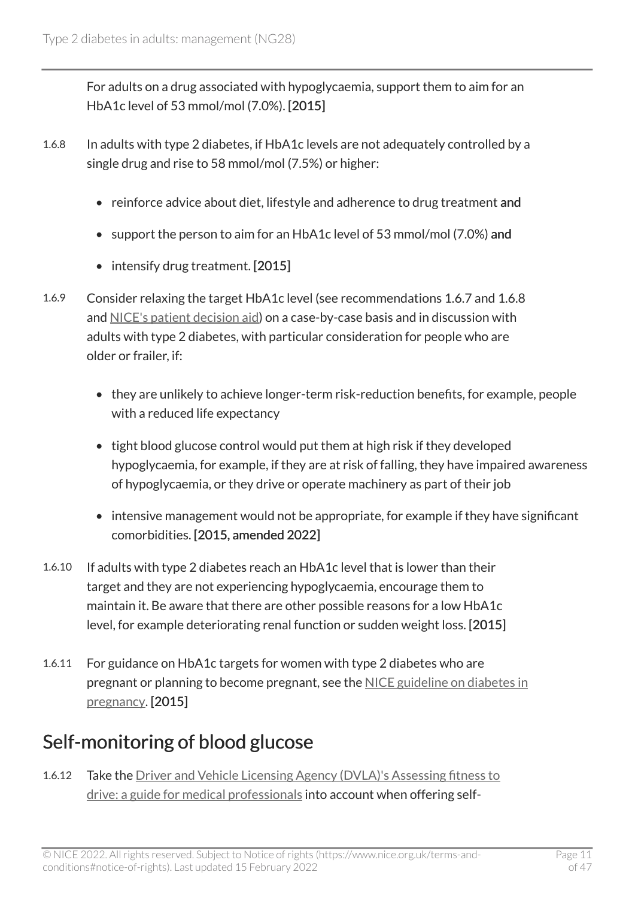For adults on a drug associated with hypoglycaemia, support them to aim for an HbA1c level of 53 mmol/mol (7.0%). **[2015]**

1.6.8 In adults with type 2 diabetes, if HbA1c levels are not adequately controlled by a single drug and rise to 58 mmol/mol (7.5%) or higher:

- reinforce advice about diet, lifestyle and adherence to drug treatment **and**
- support the person to aim for an HbA1c level of 53 mmol/mol (7.0%) **and**
- intensify drug treatment. **[2015]**

1.6.9 Consider relaxing the target HbA1c level (see recommendations 1.6.7 and 1.6.8 and NICE's patient decision aid) on a case-by-case basis and in discussion with adults with type 2 diabetes, with particular consideration for people who are older or frailer, if:

- they are unlikely to achieve longer-term risk-reduction benefits, for example, people with a reduced life expectancy
- tight blood glucose control would put them at high risk if they developed hypoglycaemia, for example, if they are at risk of falling, they have impaired awareness of hypoglycaemia, or they drive or operate machinery as part of their job
- intensive management would not be appropriate, for example if they have significant comorbidities. **[2015, amended 2022]**

1.6.10 If adults with type 2 diabetes reach an HbA1c level that is lower than their target and they are not experiencing hypoglycaemia, encourage them to maintain it. Be aware that there are other possible reasons for a low HbA1c level, for example deteriorating renal function or sudden weight loss. **[2015]**

1.6.11 For guidance on HbA1c targets for women with type 2 diabetes who are pregnant or planning to become pregnant, see the NICE guideline on diabetes in pregnancy. **[2015]**

## Self-monitoring of blood glucose

1.6.12 Take the Driver and Vehicle Licensing Agency (DVLA)'s Assessing fitness to drive: a guide for medical professionals into account when offering self-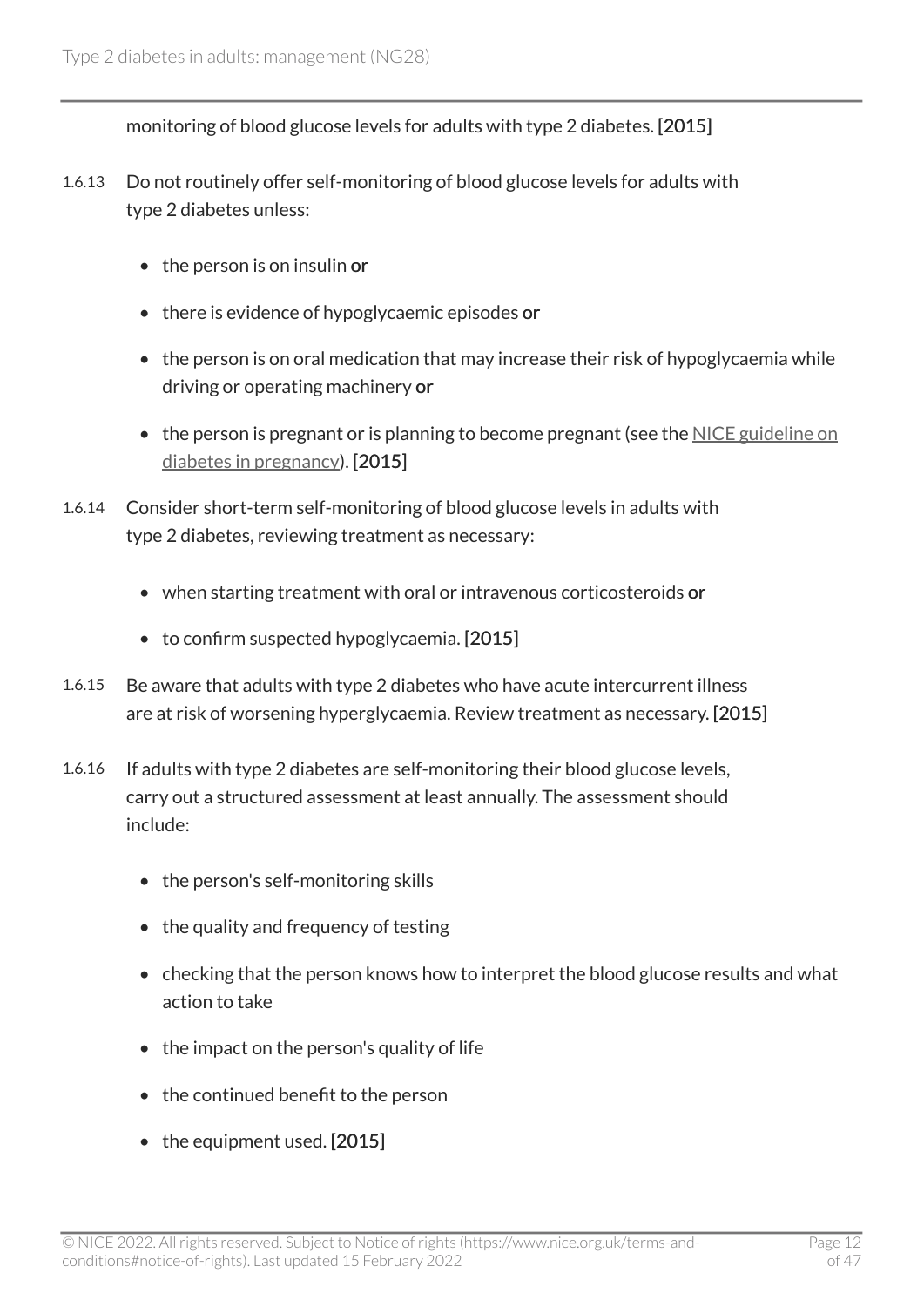monitoring of blood glucose levels for adults with type 2 diabetes. **[2015]**

1.6.13 Do not routinely offer self-monitoring of blood glucose levels for adults with type 2 diabetes unless:

- the person is on insulin **or**
- there is evidence of hypoglycaemic episodes **or**
- the person is on oral medication that may increase their risk of hypoglycaemia while driving or operating machinery **or**
- the person is pregnant or is planning to become pregnant (see the NICE guideline on diabetes in pregnancy). **[2015]**

1.6.14 Consider short-term self-monitoring of blood glucose levels in adults with type 2 diabetes, reviewing treatment as necessary:

- when starting treatment with oral or intravenous corticosteroids **or**
- to confirm suspected hypoglycaemia. **[2015]**

1.6.15 Be aware that adults with type 2 diabetes who have acute intercurrent illness are at risk of worsening hyperglycaemia. Review treatment as necessary. **[2015]**

1.6.16 If adults with type 2 diabetes are self-monitoring their blood glucose levels, carry out a structured assessment at least annually. The assessment should include:

- the person's self-monitoring skills
- the quality and frequency of testing
- checking that the person knows how to interpret the blood glucose results and what action to take
- the impact on the person's quality of life
- the continued benefit to the person
- the equipment used. **[2015]**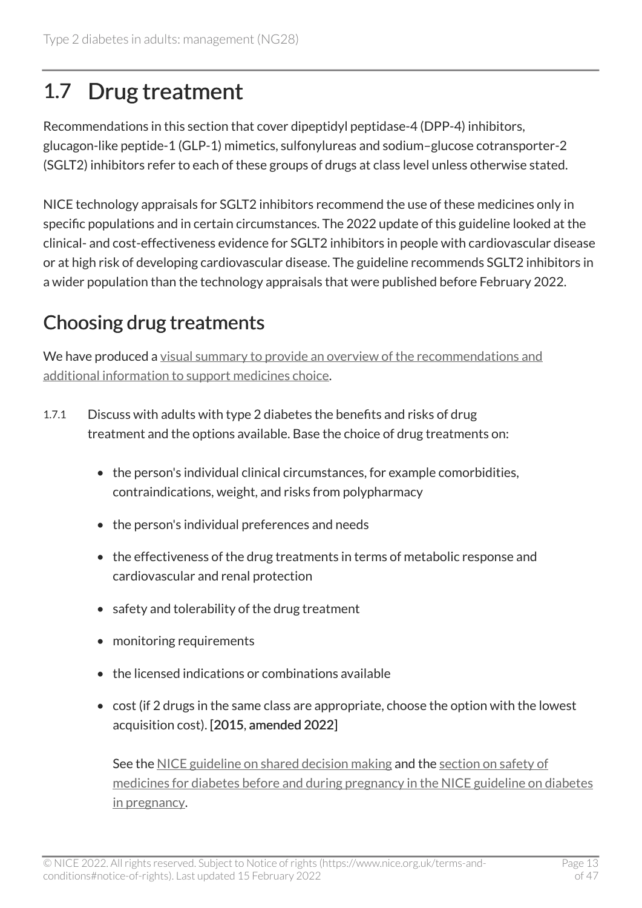## 1.7 Drug treatment

Recommendations in this section that cover dipeptidyl peptidase-4 (DPP-4) inhibitors, glucagon-like peptide-1 (GLP-1) mimetics, sulfonylureas and sodium–glucose cotransporter-2 (SGLT2) inhibitors refer to each of these groups of drugs at class level unless otherwise stated.

NICE technology appraisals for SGLT2 inhibitors recommend the use of these medicines only in specific populations and in certain circumstances. The 2022 update of this guideline looked at the clinical- and cost-effectiveness evidence for SGLT2 inhibitors in people with cardiovascular disease or at high risk of developing cardiovascular disease. The guideline recommends SGLT2 inhibitors in a wider population than the technology appraisals that were published before February 2022.

### Choosing drug treatments

We have produced a visual summary to provide an overview of the recommendations and additional information to support medicines choice.

1.7.1 Discuss with adults with type 2 diabetes the benefits and risks of drug treatment and the options available. Base the choice of drug treatments on:

- the person's individual clinical circumstances, for example comorbidities, contraindications, weight, and risks from polypharmacy
- the person's individual preferences and needs
- the effectiveness of the drug treatments in terms of metabolic response and cardiovascular and renal protection
- safety and tolerability of the drug treatment
- monitoring requirements
- the licensed indications or combinations available
- cost (if 2 drugs in the same class are appropriate, choose the option with the lowest acquisition cost). [2015, amended 2022]

See the NICE guideline on shared decision making and the section on safety of medicines for diabetes before and during pregnancy in the NICE guideline on diabetes in pregnancy.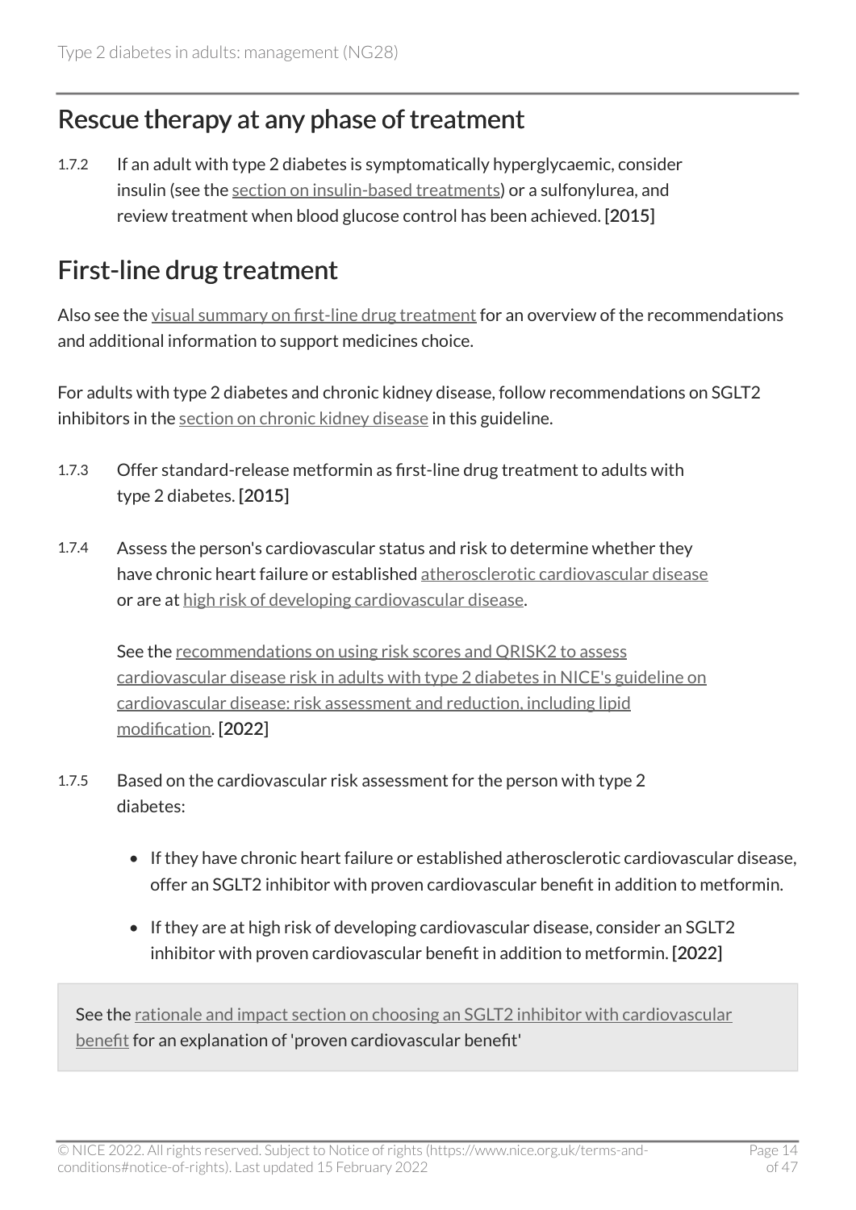## Rescue therapy at any phase of treatment

1.7.2 If an adult with type 2 diabetes is symptomatically hyperglycaemic, consider insulin (see the section on insulin-based treatments) or a sulfonylurea, and review treatment when blood glucose control has been achieved. **[2015]**

## First-line drug treatment

Also see the visual summary on first-line drug treatment for an overview of the recommendations and additional information to support medicines choice.

For adults with type 2 diabetes and chronic kidney disease, follow recommendations on SGLT2 inhibitors in the section on chronic kidney disease in this guideline.

1.7.3 Offer standard-release metformin as first-line drug treatment to adults with type 2 diabetes. **[2015]**

1.7.4 Assess the person's cardiovascular status and risk to determine whether they have chronic heart failure or established atherosclerotic cardiovascular disease or are at high risk of developing cardiovascular disease.

See the recommendations on using risk scores and QRISK2 to assess cardiovascular disease risk in adults with type 2 diabetes in NICE's guideline on cardiovascular disease: risk assessment and reduction, including lipid modification. **[2022]**

1.7.5 Based on the cardiovascular risk assessment for the person with type 2 diabetes:

- If they have chronic heart failure or established atherosclerotic cardiovascular disease, offer an SGLT2 inhibitor with proven cardiovascular benefit in addition to metformin.
- If they are at high risk of developing cardiovascular disease, consider an SGLT2 inhibitor with proven cardiovascular benefit in addition to metformin. **[2022]**

See the rationale and impact section on choosing an SGLT2 inhibitor with cardiovascular benefit for an explanation of 'proven cardiovascular benefit'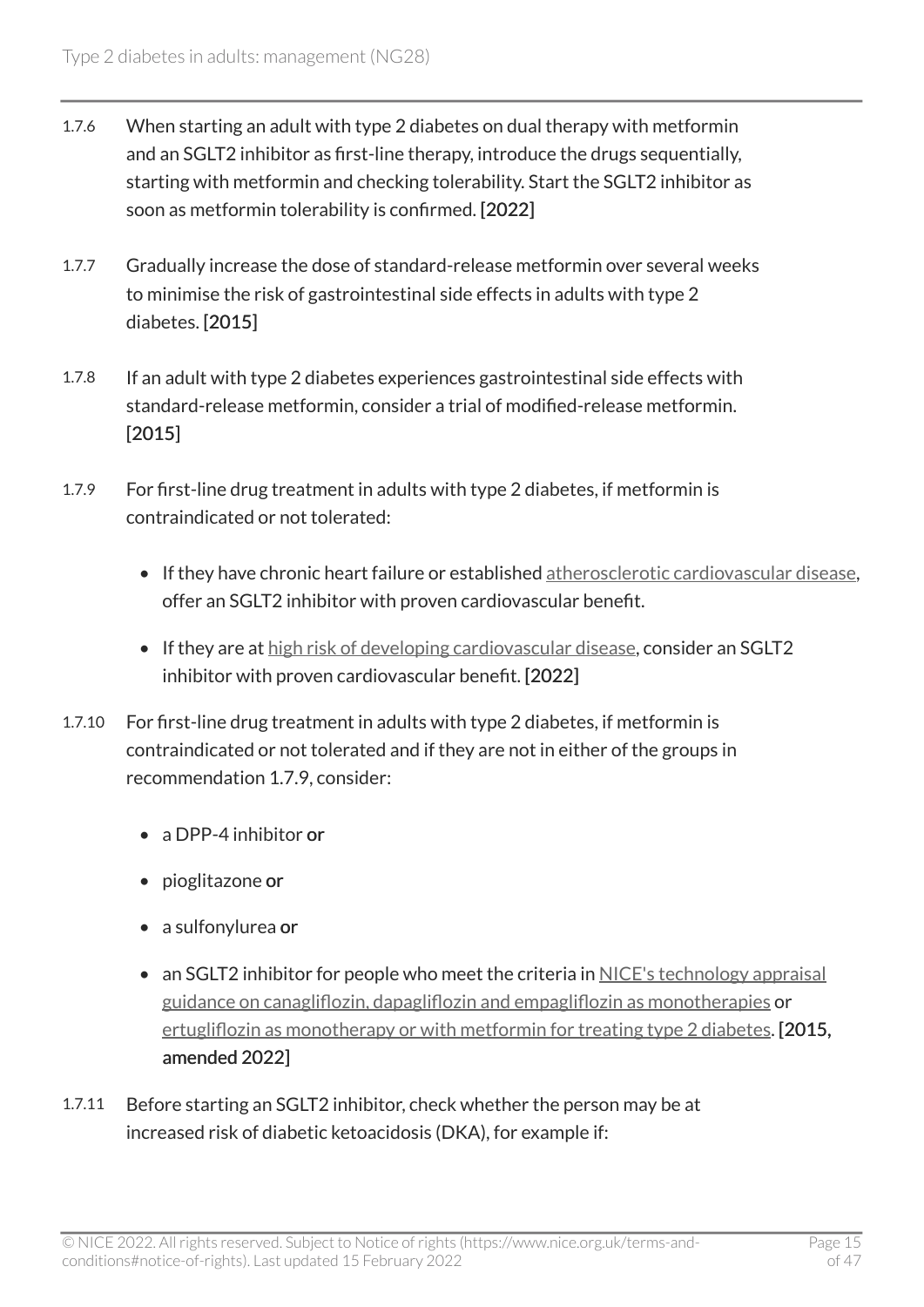1.7.6 When starting an adult with type 2 diabetes on dual therapy with metformin and an SGLT2 inhibitor as first-line therapy, introduce the drugs sequentially, starting with metformin and checking tolerability. Start the SGLT2 inhibitor as soon as metformin tolerability is confirmed. **[2022]**

1.7.7 Gradually increase the dose of standard-release metformin over several weeks to minimise the risk of gastrointestinal side effects in adults with type 2 diabetes. **[2015]**

1.7.8 If an adult with type 2 diabetes experiences gastrointestinal side effects with standard-release metformin, consider a trial of modified-release metformin. **[2015]**

1.7.9 For first-line drug treatment in adults with type 2 diabetes, if metformin is contraindicated or not tolerated:

- If they have chronic heart failure or established atherosclerotic cardiovascular disease, offer an SGLT2 inhibitor with proven cardiovascular benefit.
- If they are at high risk of developing cardiovascular disease, consider an SGLT2 inhibitor with proven cardiovascular benefit. **[2022]**

1.7.10 For first-line drug treatment in adults with type 2 diabetes, if metformin is contraindicated or not tolerated and if they are not in either of the groups in recommendation 1.7.9, consider:

- a DPP-4 inhibitor **or**
- pioglitazone **or**
- a sulfonylurea **or**
- an SGLT2 inhibitor for people who meet the criteria in NICE's technology appraisal guidance on canagliflozin, dapagliflozin and empagliflozin as monotherapies or ertugliflozin as monotherapy or with metformin for treating type 2 diabetes. **[2015, amended 2022]**

1.7.11 Before starting an SGLT2 inhibitor, check whether the person may be at increased risk of diabetic ketoacidosis (DKA), for example if: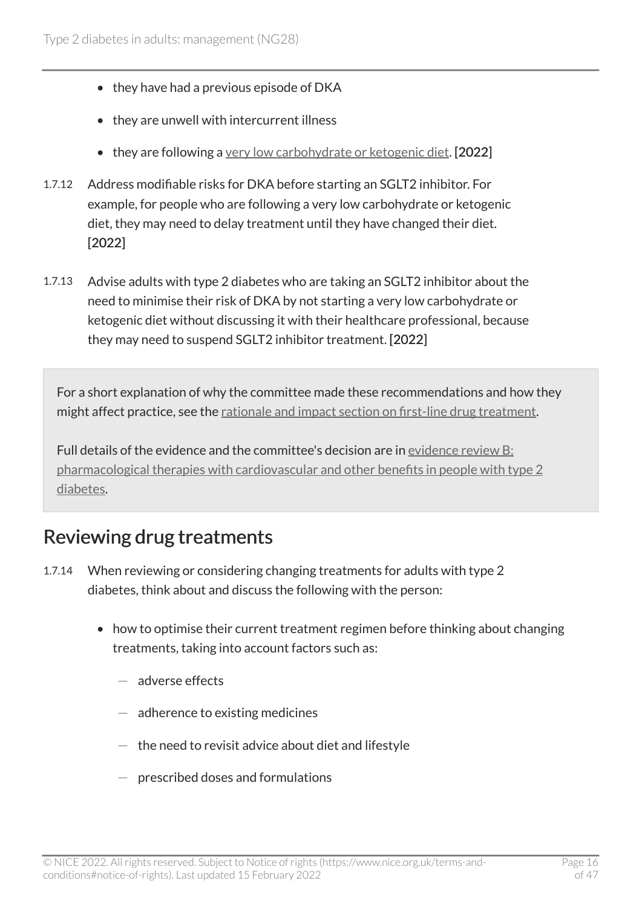- they have had a previous episode of DKA
- they are unwell with intercurrent illness
- they are following a very low carbohydrate or ketogenic diet. [2022]

1.7.12 Address modifiable risks for DKA before starting an SGLT2 inhibitor. For example, for people who are following a very low carbohydrate or ketogenic diet, they may need to delay treatment until they have changed their diet. [2022]

1.7.13 Advise adults with type 2 diabetes who are taking an SGLT2 inhibitor about the need to minimise their risk of DKA by not starting a very low carbohydrate or ketogenic diet without discussing it with their healthcare professional, because they may need to suspend SGLT2 inhibitor treatment. [2022]

> For a short explanation of why the committee made these recommendations and how they might affect practice, see the rationale and impact section on first-line drug treatment.
>
> Full details of the evidence and the committee's decision are in evidence review B: pharmacological therapies with cardiovascular and other benefits in people with type 2 diabetes.

## Reviewing drug treatments

1.7.14 When reviewing or considering changing treatments for adults with type 2 diabetes, think about and discuss the following with the person:

- how to optimise their current treatment regimen before thinking about changing treatments, taking into account factors such as:
  - adverse effects
  - adherence to existing medicines
  - the need to revisit advice about diet and lifestyle
  - prescribed doses and formulations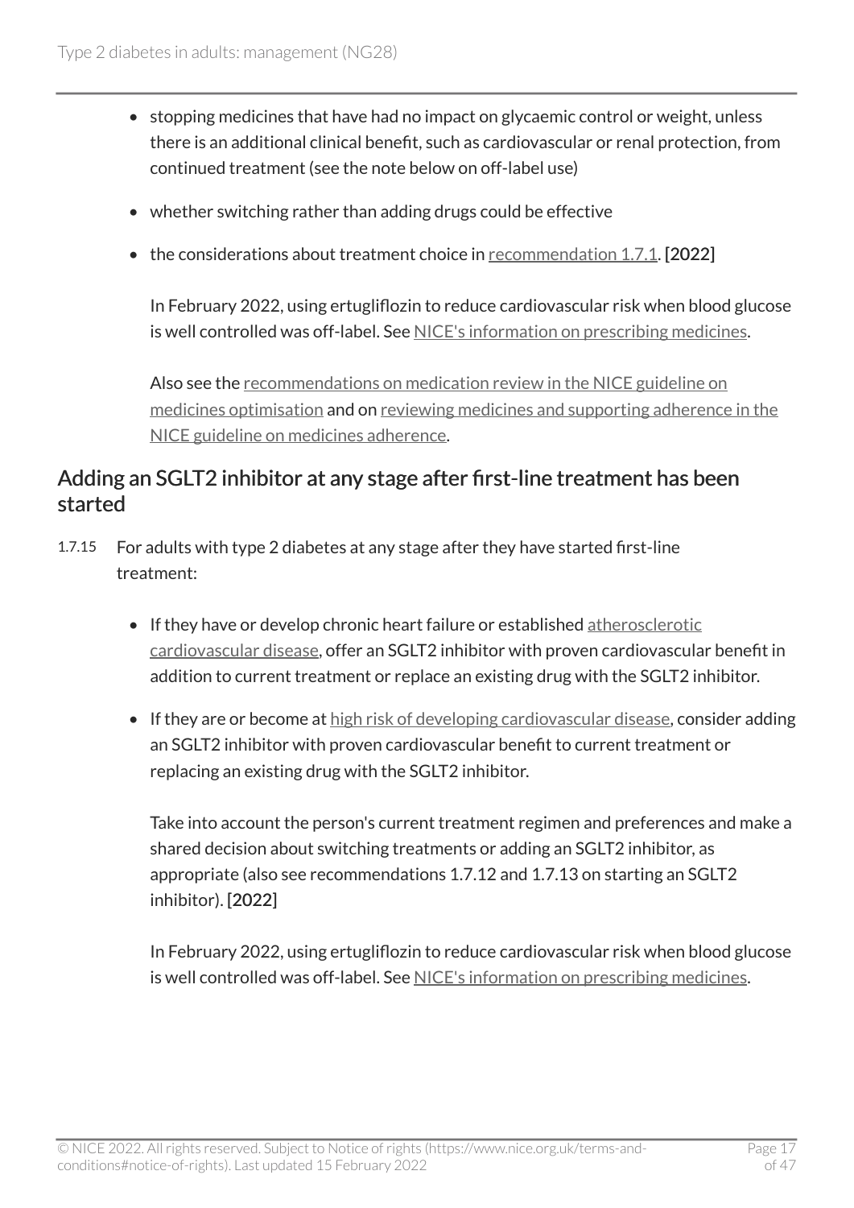- stopping medicines that have had no impact on glycaemic control or weight, unless there is an additional clinical benefit, such as cardiovascular or renal protection, from continued treatment (see the note below on off-label use)
- whether switching rather than adding drugs could be effective
- the considerations about treatment choice in recommendation 1.7.1. **[2022]**

  In February 2022, using ertugliflozin to reduce cardiovascular risk when blood glucose is well controlled was off-label. See NICE's information on prescribing medicines.

  Also see the recommendations on medication review in the NICE guideline on medicines optimisation and on reviewing medicines and supporting adherence in the NICE guideline on medicines adherence.

## Adding an SGLT2 inhibitor at any stage after first-line treatment has been started

1.7.15 For adults with type 2 diabetes at any stage after they have started first-line treatment:

- If they have or develop chronic heart failure or established atherosclerotic cardiovascular disease, offer an SGLT2 inhibitor with proven cardiovascular benefit in addition to current treatment or replace an existing drug with the SGLT2 inhibitor.
- If they are or become at high risk of developing cardiovascular disease, consider adding an SGLT2 inhibitor with proven cardiovascular benefit to current treatment or replacing an existing drug with the SGLT2 inhibitor.

  Take into account the person's current treatment regimen and preferences and make a shared decision about switching treatments or adding an SGLT2 inhibitor, as appropriate (also see recommendations 1.7.12 and 1.7.13 on starting an SGLT2 inhibitor). **[2022]**

  In February 2022, using ertugliflozin to reduce cardiovascular risk when blood glucose is well controlled was off-label. See NICE's information on prescribing medicines.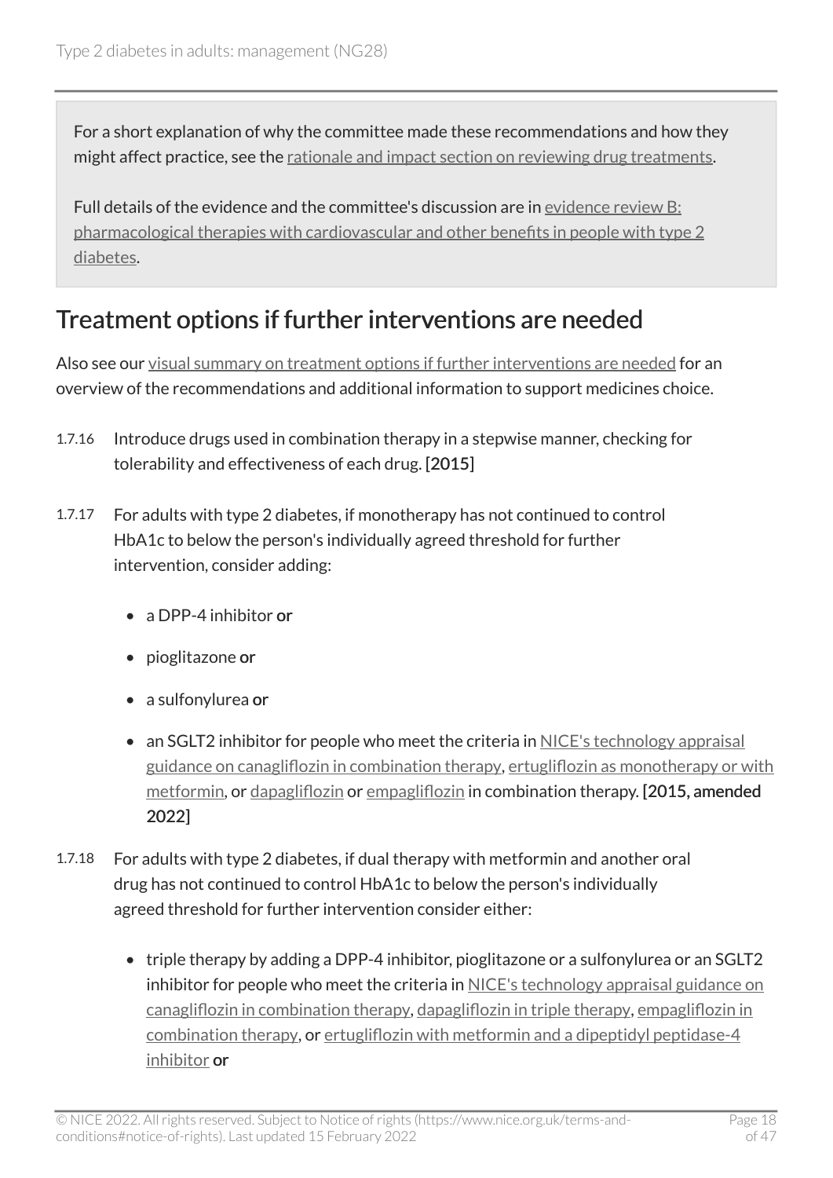For a short explanation of why the committee made these recommendations and how they might affect practice, see the rationale and impact section on reviewing drug treatments.

Full details of the evidence and the committee's discussion are in evidence review B: pharmacological therapies with cardiovascular and other benefits in people with type 2 diabetes.

## Treatment options if further interventions are needed

Also see our visual summary on treatment options if further interventions are needed for an overview of the recommendations and additional information to support medicines choice.

1.7.16 Introduce drugs used in combination therapy in a stepwise manner, checking for tolerability and effectiveness of each drug. **[2015]**

1.7.17 For adults with type 2 diabetes, if monotherapy has not continued to control HbA1c to below the person's individually agreed threshold for further intervention, consider adding:

- a DPP-4 inhibitor **or**
- pioglitazone **or**
- a sulfonylurea **or**
- an SGLT2 inhibitor for people who meet the criteria in NICE's technology appraisal guidance on canagliflozin in combination therapy, ertugliflozin as monotherapy or with metformin, or dapagliflozin or empagliflozin in combination therapy. **[2015, amended 2022]**

1.7.18 For adults with type 2 diabetes, if dual therapy with metformin and another oral drug has not continued to control HbA1c to below the person's individually agreed threshold for further intervention consider either:

- triple therapy by adding a DPP-4 inhibitor, pioglitazone or a sulfonylurea or an SGLT2 inhibitor for people who meet the criteria in NICE's technology appraisal guidance on canagliflozin in combination therapy, dapagliflozin in triple therapy, empagliflozin in combination therapy, or ertugliflozin with metformin and a dipeptidyl peptidase-4 inhibitor **or**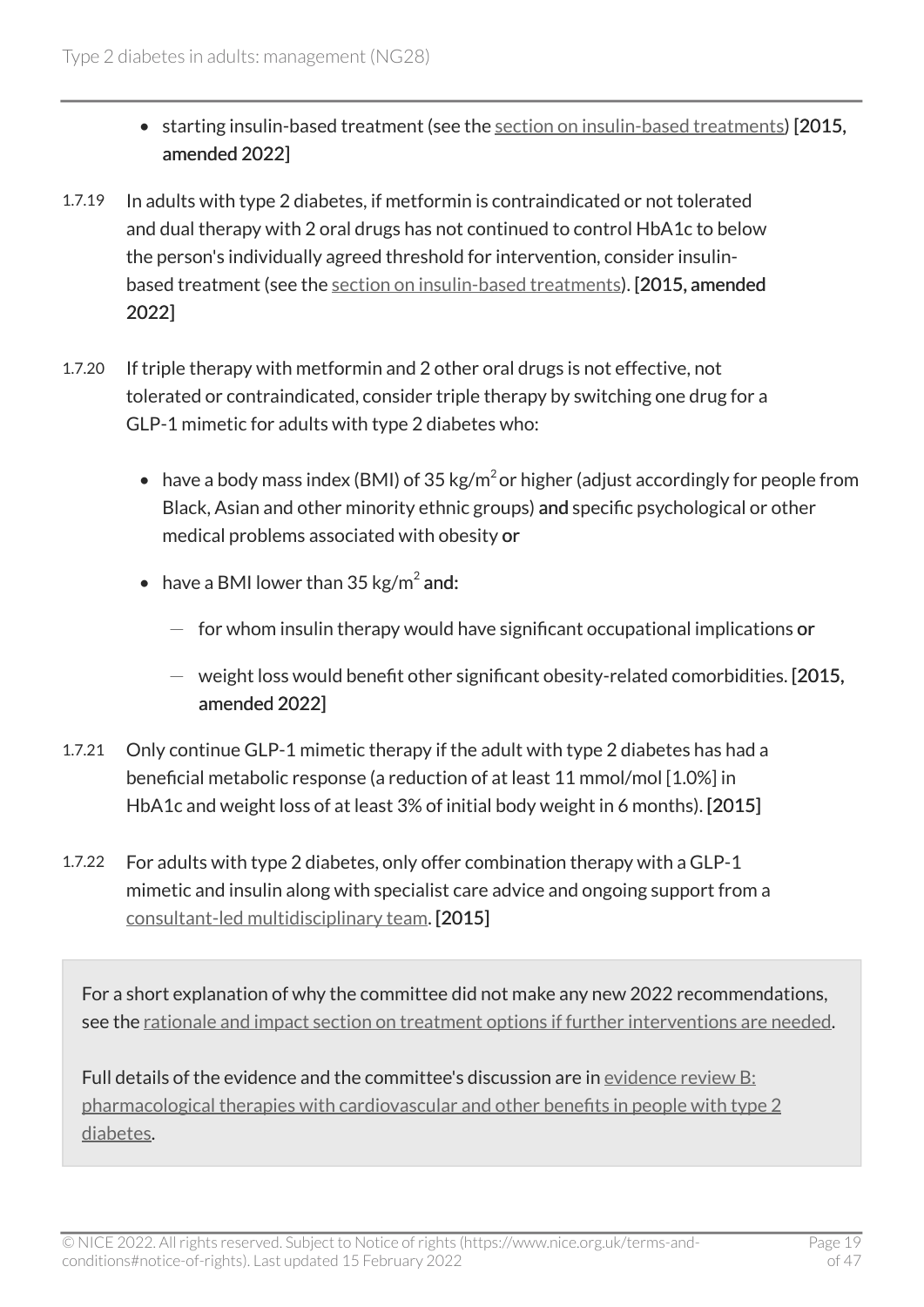- starting insulin-based treatment (see the section on insulin-based treatments) **[2015, amended 2022]**

1.7.19 In adults with type 2 diabetes, if metformin is contraindicated or not tolerated and dual therapy with 2 oral drugs has not continued to control HbA1c to below the person's individually agreed threshold for intervention, consider insulin-based treatment (see the section on insulin-based treatments). **[2015, amended 2022]**

1.7.20 If triple therapy with metformin and 2 other oral drugs is not effective, not tolerated or contraindicated, consider triple therapy by switching one drug for a GLP-1 mimetic for adults with type 2 diabetes who:

- have a body mass index (BMI) of 35 $kg/m^2$ or higher (adjust accordingly for people from Black, Asian and other minority ethnic groups) **and** specific psychological or other medical problems associated with obesity **or**
- have a BMI lower than 35 $kg/m^2$ **and:**
  - for whom insulin therapy would have significant occupational implications **or**
  - weight loss would benefit other significant obesity-related comorbidities. **[2015, amended 2022]**

1.7.21 Only continue GLP-1 mimetic therapy if the adult with type 2 diabetes has had a beneficial metabolic response (a reduction of at least 11 mmol/mol [1.0%] in HbA1c and weight loss of at least 3% of initial body weight in 6 months). **[2015]**

1.7.22 For adults with type 2 diabetes, only offer combination therapy with a GLP-1 mimetic and insulin along with specialist care advice and ongoing support from a consultant-led multidisciplinary team. **[2015]**

For a short explanation of why the committee did not make any new 2022 recommendations, see the rationale and impact section on treatment options if further interventions are needed.

Full details of the evidence and the committee's discussion are in evidence review B: pharmacological therapies with cardiovascular and other benefits in people with type 2 diabetes.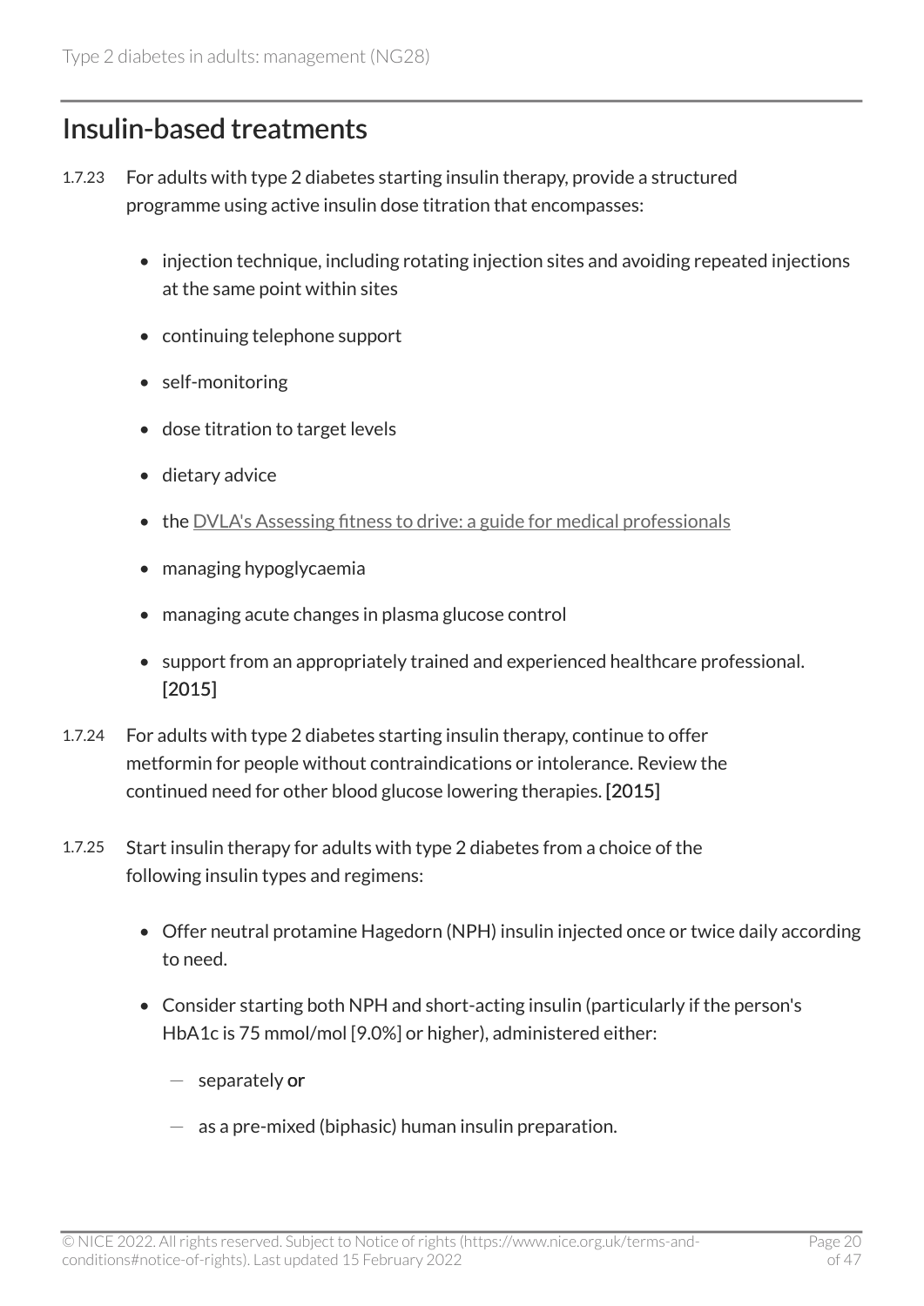## Insulin-based treatments

1.7.23 For adults with type 2 diabetes starting insulin therapy, provide a structured programme using active insulin dose titration that encompasses:

- injection technique, including rotating injection sites and avoiding repeated injections at the same point within sites
- continuing telephone support
- self-monitoring
- dose titration to target levels
- dietary advice
- the DVLA's Assessing fitness to drive: a guide for medical professionals
- managing hypoglycaemia
- managing acute changes in plasma glucose control
- support from an appropriately trained and experienced healthcare professional. **[2015]**

1.7.24 For adults with type 2 diabetes starting insulin therapy, continue to offer metformin for people without contraindications or intolerance. Review the continued need for other blood glucose lowering therapies. **[2015]**

1.7.25 Start insulin therapy for adults with type 2 diabetes from a choice of the following insulin types and regimens:

- Offer neutral protamine Hagedorn (NPH) insulin injected once or twice daily according to need.
- Consider starting both NPH and short-acting insulin (particularly if the person's HbA1c is 75 mmol/mol [9.0%] or higher), administered either:
  - separately **or**
  - as a pre-mixed (biphasic) human insulin preparation.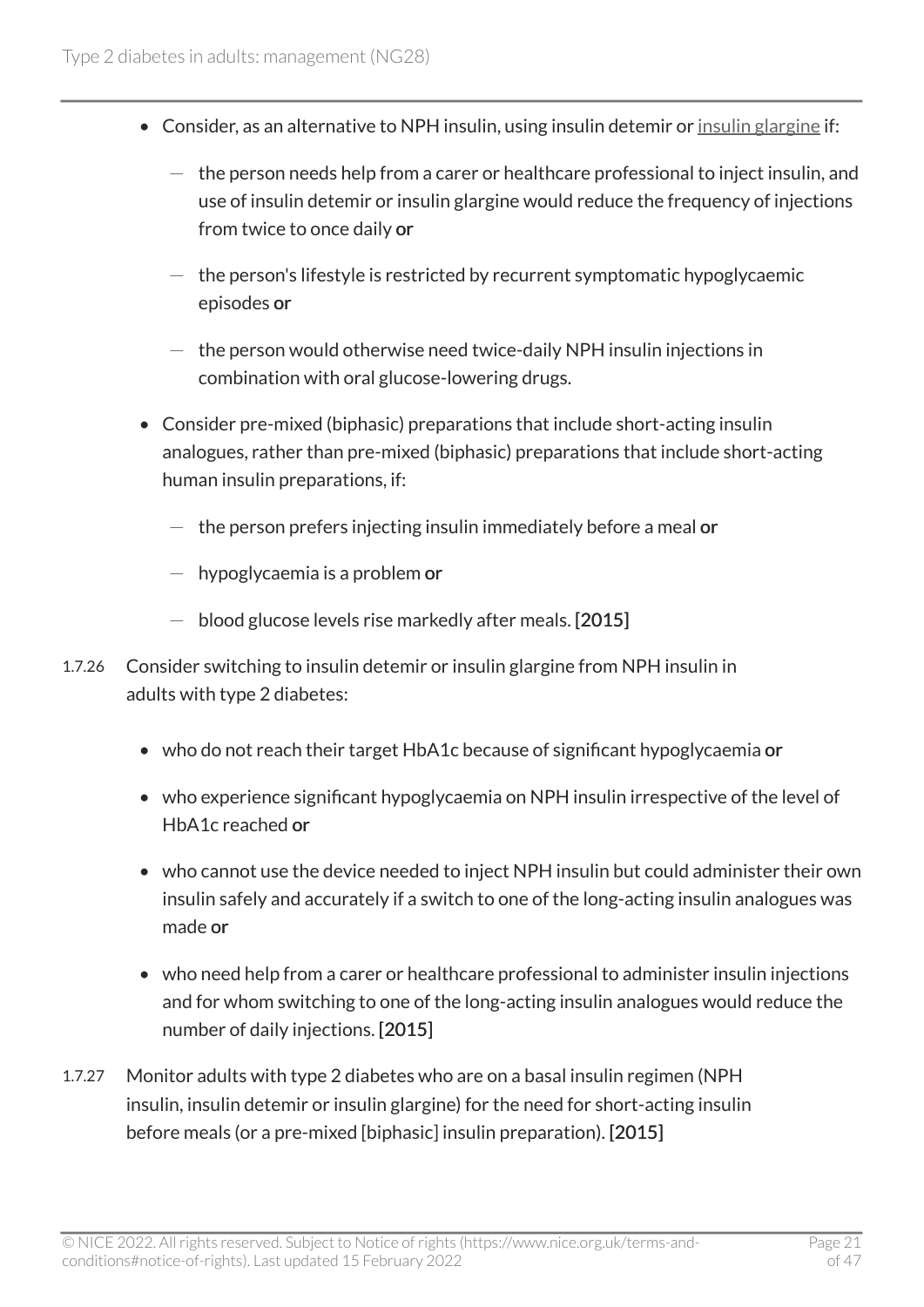- Consider, as an alternative to NPH insulin, using insulin detemir or insulin glargine if:
  - the person needs help from a carer or healthcare professional to inject insulin, and use of insulin detemir or insulin glargine would reduce the frequency of injections from twice to once daily **or**
  - the person's lifestyle is restricted by recurrent symptomatic hypoglycaemic episodes **or**
  - the person would otherwise need twice-daily NPH insulin injections in combination with oral glucose-lowering drugs.
- Consider pre-mixed (biphasic) preparations that include short-acting insulin analogues, rather than pre-mixed (biphasic) preparations that include short-acting human insulin preparations, if:
  - the person prefers injecting insulin immediately before a meal **or**
  - hypoglycaemia is a problem **or**
  - blood glucose levels rise markedly after meals. **[2015]**

1.7.26 Consider switching to insulin detemir or insulin glargine from NPH insulin in adults with type 2 diabetes:

- who do not reach their target HbA1c because of significant hypoglycaemia **or**
- who experience significant hypoglycaemia on NPH insulin irrespective of the level of HbA1c reached **or**
- who cannot use the device needed to inject NPH insulin but could administer their own insulin safely and accurately if a switch to one of the long-acting insulin analogues was made **or**
- who need help from a carer or healthcare professional to administer insulin injections and for whom switching to one of the long-acting insulin analogues would reduce the number of daily injections. **[2015]**

1.7.27 Monitor adults with type 2 diabetes who are on a basal insulin regimen (NPH insulin, insulin detemir or insulin glargine) for the need for short-acting insulin before meals (or a pre-mixed [biphasic] insulin preparation). **[2015]**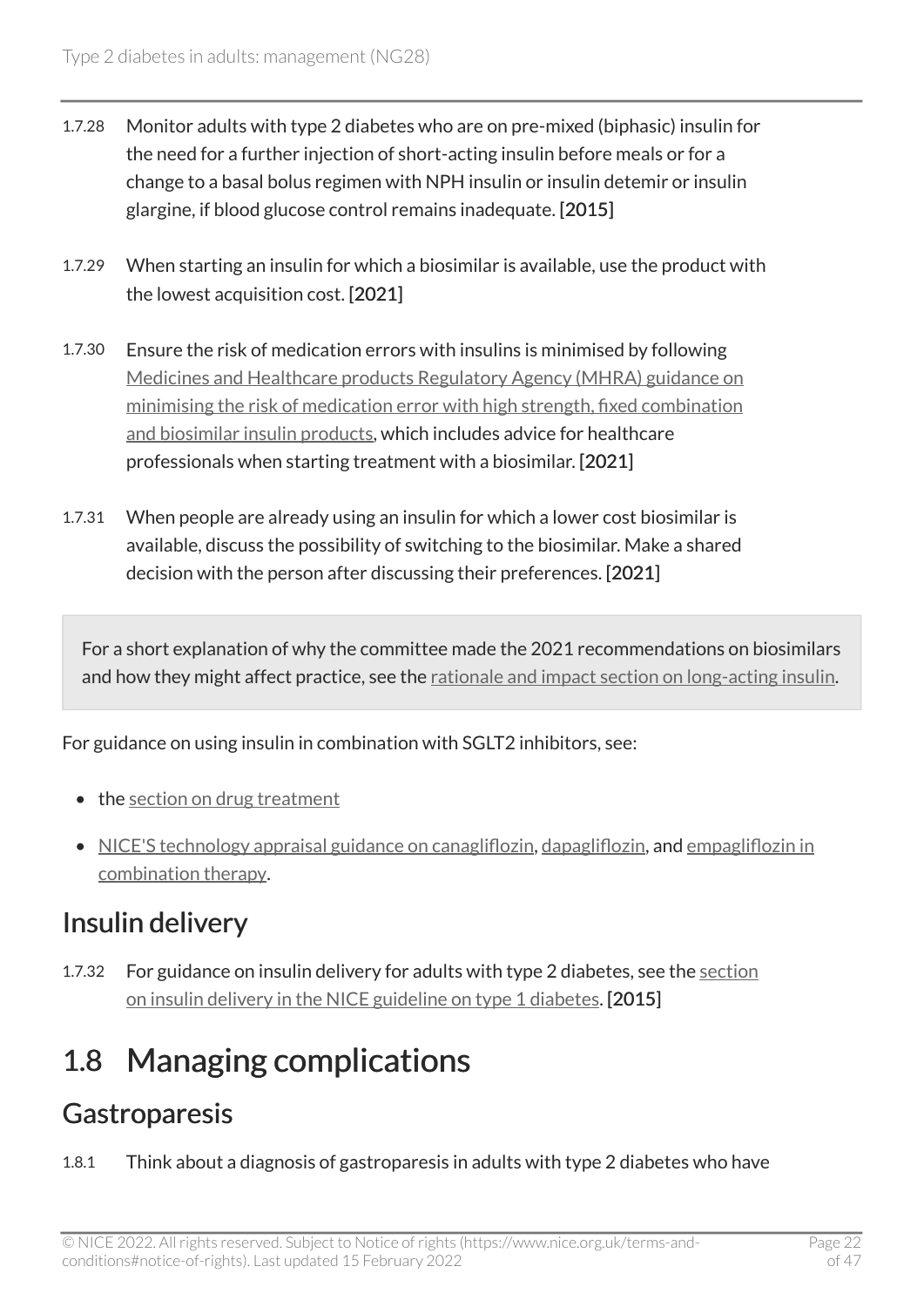1.7.28 Monitor adults with type 2 diabetes who are on pre-mixed (biphasic) insulin for the need for a further injection of short-acting insulin before meals or for a change to a basal bolus regimen with NPH insulin or insulin detemir or insulin glargine, if blood glucose control remains inadequate. [2015]

1.7.29 When starting an insulin for which a biosimilar is available, use the product with the lowest acquisition cost. [2021]

1.7.30 Ensure the risk of medication errors with insulins is minimised by following Medicines and Healthcare products Regulatory Agency (MHRA) guidance on minimising the risk of medication error with high strength, fixed combination and biosimilar insulin products, which includes advice for healthcare professionals when starting treatment with a biosimilar. [2021]

1.7.31 When people are already using an insulin for which a lower cost biosimilar is available, discuss the possibility of switching to the biosimilar. Make a shared decision with the person after discussing their preferences. [2021]

> For a short explanation of why the committee made the 2021 recommendations on biosimilars and how they might affect practice, see the rationale and impact section on long-acting insulin.

For guidance on using insulin in combination with SGLT2 inhibitors, see:

- the section on drug treatment
- NICE'S technology appraisal guidance on canagliflozin, dapagliflozin, and empagliflozin in combination therapy.

## Insulin delivery

1.7.32 For guidance on insulin delivery for adults with type 2 diabetes, see the section on insulin delivery in the NICE guideline on type 1 diabetes. [2015]

# 1.8 Managing complications

## Gastroparesis

1.8.1 Think about a diagnosis of gastroparesis in adults with type 2 diabetes who have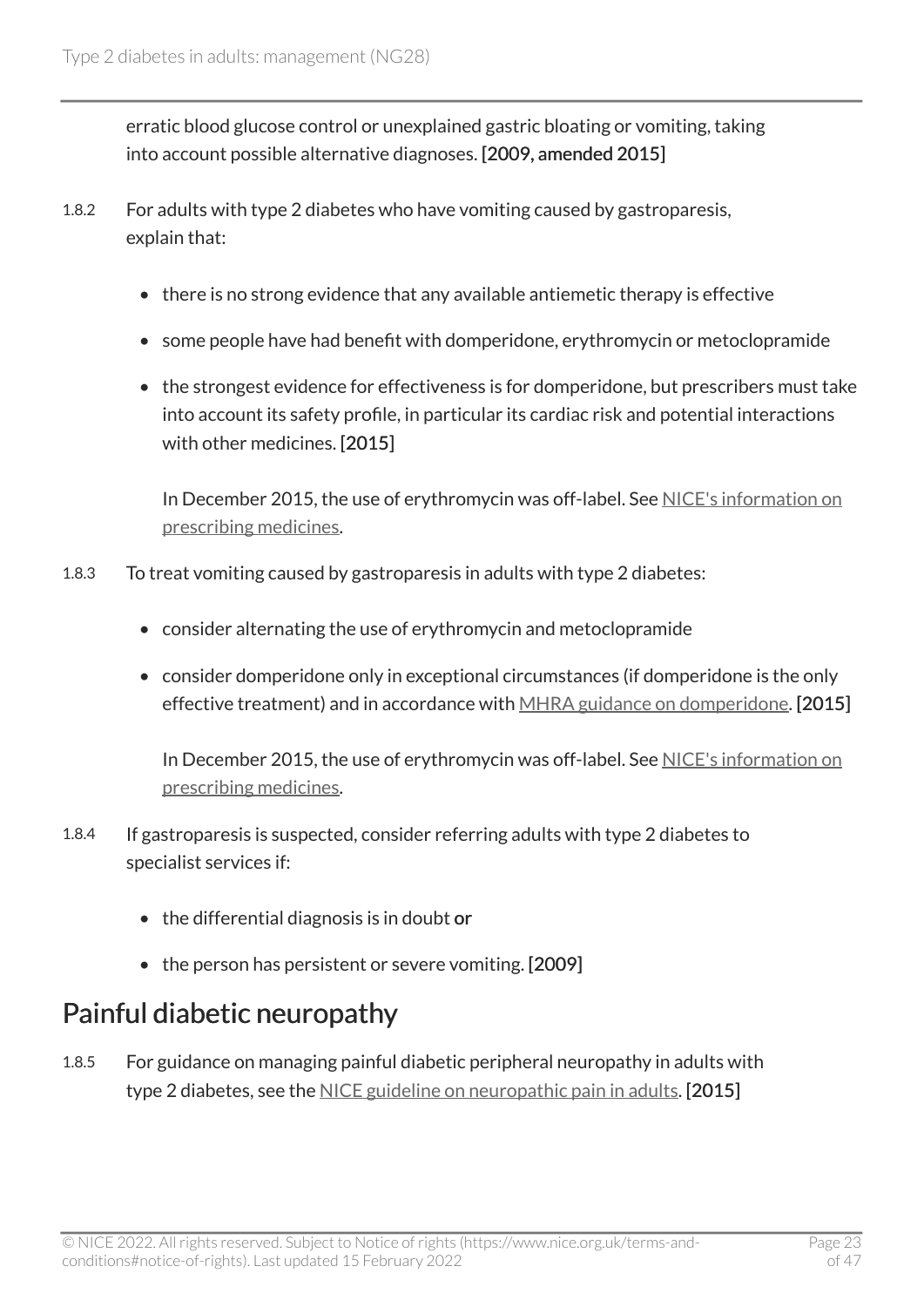erratic blood glucose control or unexplained gastric bloating or vomiting, taking into account possible alternative diagnoses. **[2009, amended 2015]**

1.8.2 For adults with type 2 diabetes who have vomiting caused by gastroparesis, explain that:

- there is no strong evidence that any available antiemetic therapy is effective
- some people have had benefit with domperidone, erythromycin or metoclopramide
- the strongest evidence for effectiveness is for domperidone, but prescribers must take into account its safety profile, in particular its cardiac risk and potential interactions with other medicines. [2015]

  In December 2015, the use of erythromycin was off-label. See NICE's information on prescribing medicines.

1.8.3 To treat vomiting caused by gastroparesis in adults with type 2 diabetes:

- consider alternating the use of erythromycin and metoclopramide
- consider domperidone only in exceptional circumstances (if domperidone is the only effective treatment) and in accordance with MHRA guidance on domperidone. [2015]

  In December 2015, the use of erythromycin was off-label. See NICE's information on prescribing medicines.

1.8.4 If gastroparesis is suspected, consider referring adults with type 2 diabetes to specialist services if:

- the differential diagnosis is in doubt **or**
- the person has persistent or severe vomiting. [2009]

## Painful diabetic neuropathy

1.8.5 For guidance on managing painful diabetic peripheral neuropathy in adults with type 2 diabetes, see the NICE guideline on neuropathic pain in adults. [2015]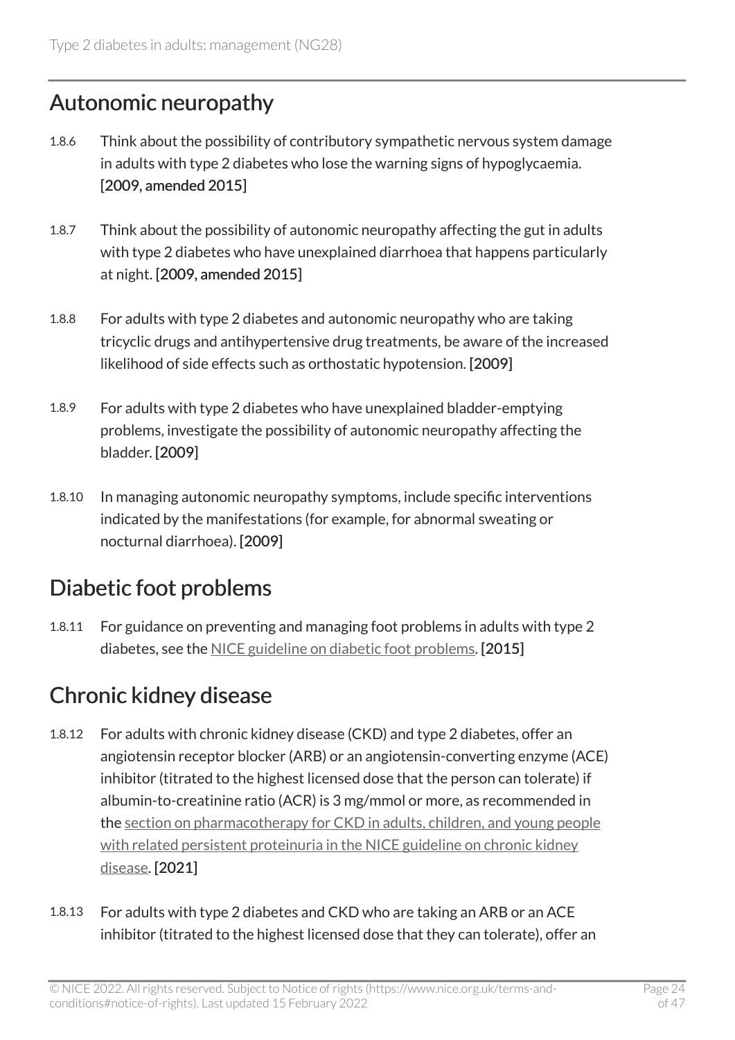## Autonomic neuropathy

1.8.6 Think about the possibility of contributory sympathetic nervous system damage in adults with type 2 diabetes who lose the warning signs of hypoglycaemia. [2009, amended 2015]

1.8.7 Think about the possibility of autonomic neuropathy affecting the gut in adults with type 2 diabetes who have unexplained diarrhoea that happens particularly at night. [2009, amended 2015]

1.8.8 For adults with type 2 diabetes and autonomic neuropathy who are taking tricyclic drugs and antihypertensive drug treatments, be aware of the increased likelihood of side effects such as orthostatic hypotension. [2009]

1.8.9 For adults with type 2 diabetes who have unexplained bladder-emptying problems, investigate the possibility of autonomic neuropathy affecting the bladder. [2009]

1.8.10 In managing autonomic neuropathy symptoms, include specific interventions indicated by the manifestations (for example, for abnormal sweating or nocturnal diarrhoea). [2009]

## Diabetic foot problems

1.8.11 For guidance on preventing and managing foot problems in adults with type 2 diabetes, see the NICE guideline on diabetic foot problems. [2015]

## Chronic kidney disease

1.8.12 For adults with chronic kidney disease (CKD) and type 2 diabetes, offer an angiotensin receptor blocker (ARB) or an angiotensin-converting enzyme (ACE) inhibitor (titrated to the highest licensed dose that the person can tolerate) if albumin-to-creatinine ratio (ACR) is 3 mg/mmol or more, as recommended in the section on pharmacotherapy for CKD in adults, children, and young people with related persistent proteinuria in the NICE guideline on chronic kidney disease. [2021]

1.8.13 For adults with type 2 diabetes and CKD who are taking an ARB or an ACE inhibitor (titrated to the highest licensed dose that they can tolerate), offer an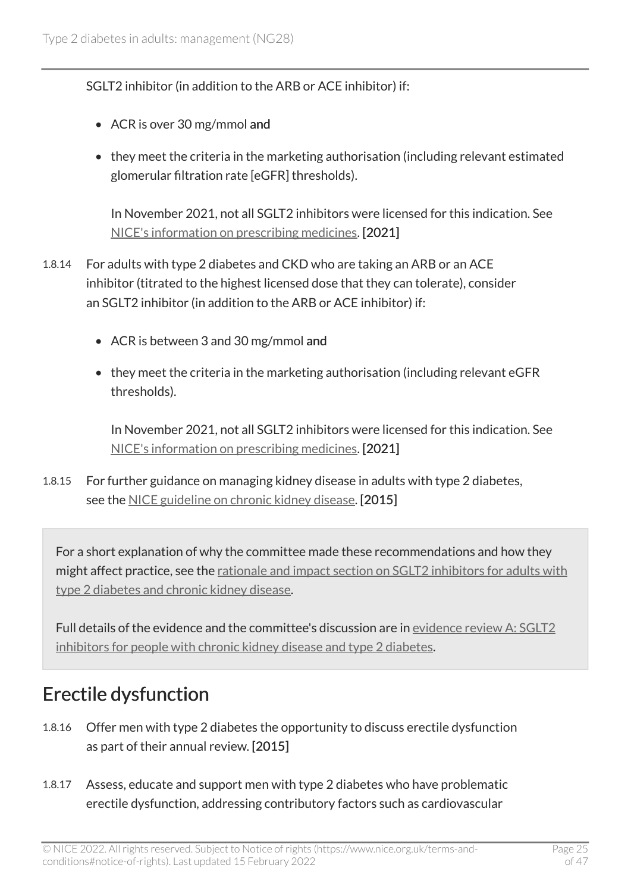SGLT2 inhibitor (in addition to the ARB or ACE inhibitor) if:

- ACR is over 30 mg/mmol **and**
- they meet the criteria in the marketing authorisation (including relevant estimated glomerular filtration rate [eGFR] thresholds).

  In November 2021, not all SGLT2 inhibitors were licensed for this indication. See NICE's information on prescribing medicines. **[2021]**

1.8.14 For adults with type 2 diabetes and CKD who are taking an ARB or an ACE inhibitor (titrated to the highest licensed dose that they can tolerate), consider an SGLT2 inhibitor (in addition to the ARB or ACE inhibitor) if:

- ACR is between 3 and 30 mg/mmol **and**
- they meet the criteria in the marketing authorisation (including relevant eGFR thresholds).

  In November 2021, not all SGLT2 inhibitors were licensed for this indication. See NICE's information on prescribing medicines. **[2021]**

1.8.15 For further guidance on managing kidney disease in adults with type 2 diabetes, see the NICE guideline on chronic kidney disease. **[2015]**

For a short explanation of why the committee made these recommendations and how they might affect practice, see the rationale and impact section on SGLT2 inhibitors for adults with type 2 diabetes and chronic kidney disease.

Full details of the evidence and the committee's discussion are in evidence review A: SGLT2 inhibitors for people with chronic kidney disease and type 2 diabetes.

## Erectile dysfunction

1.8.16 Offer men with type 2 diabetes the opportunity to discuss erectile dysfunction as part of their annual review. **[2015]**

1.8.17 Assess, educate and support men with type 2 diabetes who have problematic erectile dysfunction, addressing contributory factors such as cardiovascular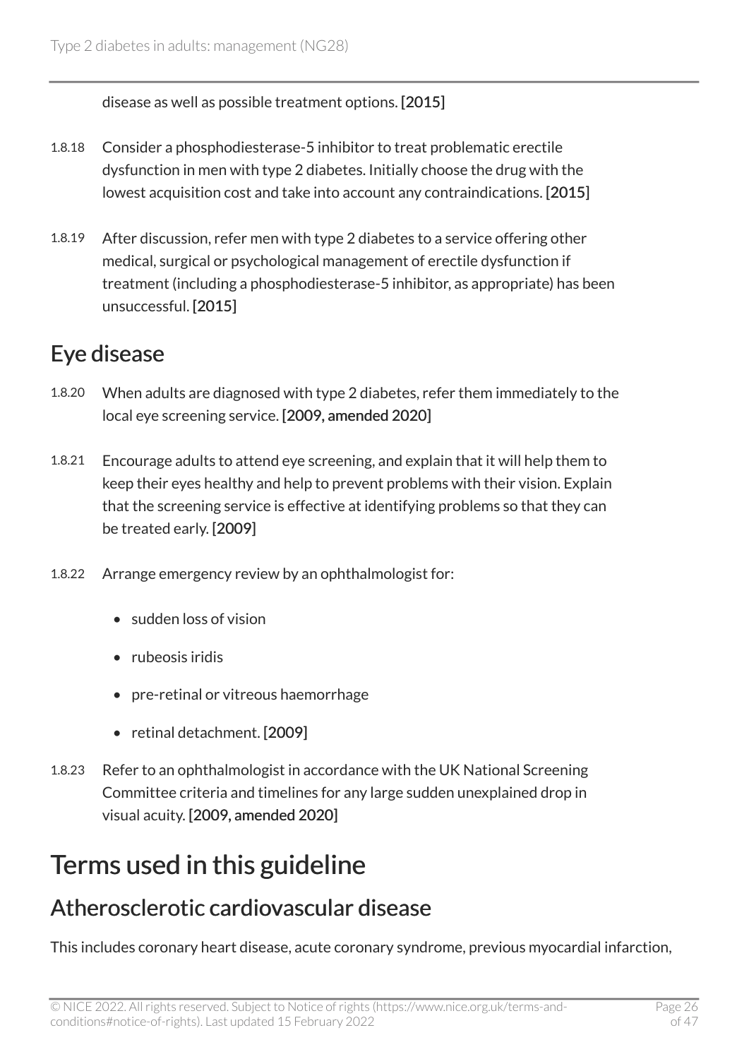disease as well as possible treatment options. [2015]

1.8.18 Consider a phosphodiesterase-5 inhibitor to treat problematic erectile dysfunction in men with type 2 diabetes. Initially choose the drug with the lowest acquisition cost and take into account any contraindications. [2015]

1.8.19 After discussion, refer men with type 2 diabetes to a service offering other medical, surgical or psychological management of erectile dysfunction if treatment (including a phosphodiesterase-5 inhibitor, as appropriate) has been unsuccessful. [2015]

## Eye disease

1.8.20 When adults are diagnosed with type 2 diabetes, refer them immediately to the local eye screening service. [2009, amended 2020]

1.8.21 Encourage adults to attend eye screening, and explain that it will help them to keep their eyes healthy and help to prevent problems with their vision. Explain that the screening service is effective at identifying problems so that they can be treated early. [2009]

1.8.22 Arrange emergency review by an ophthalmologist for:

- sudden loss of vision
- rubeosis iridis
- pre-retinal or vitreous haemorrhage
- retinal detachment. [2009]

1.8.23 Refer to an ophthalmologist in accordance with the UK National Screening Committee criteria and timelines for any large sudden unexplained drop in visual acuity. [2009, amended 2020]

# Terms used in this guideline

## Atherosclerotic cardiovascular disease

This includes coronary heart disease, acute coronary syndrome, previous myocardial infarction,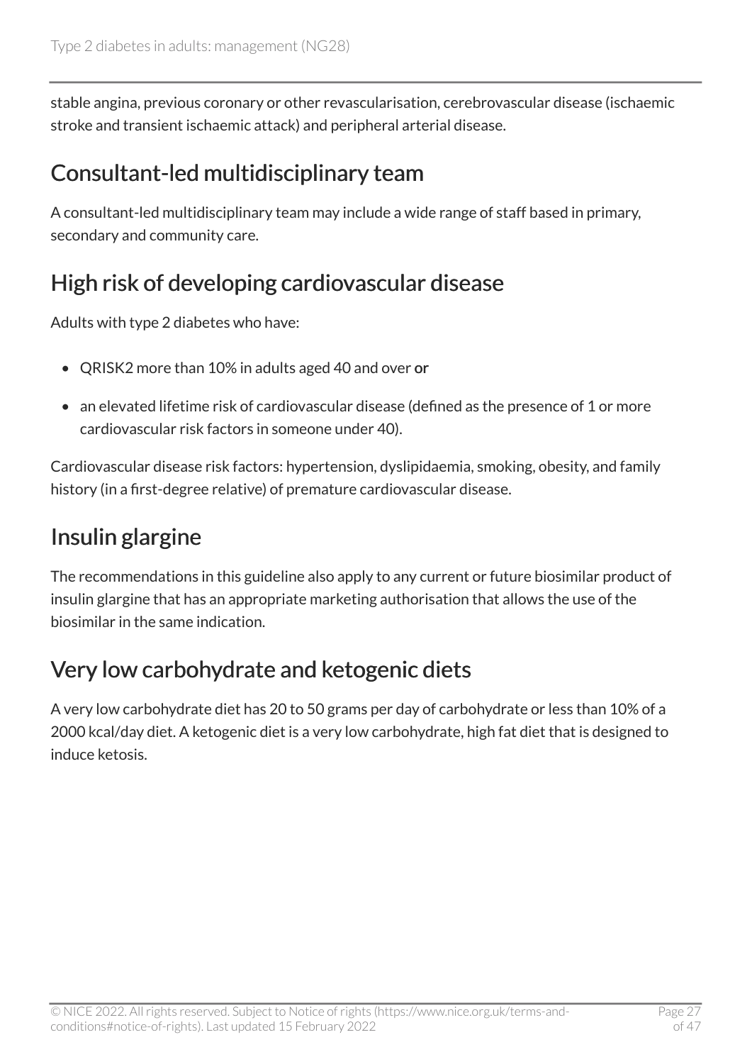stable angina, previous coronary or other revascularisation, cerebrovascular disease (ischaemic stroke and transient ischaemic attack) and peripheral arterial disease.

## Consultant-led multidisciplinary team

A consultant-led multidisciplinary team may include a wide range of staff based in primary, secondary and community care.

## High risk of developing cardiovascular disease

Adults with type 2 diabetes who have:

- QRISK2 more than 10% in adults aged 40 and over **or**
- an elevated lifetime risk of cardiovascular disease (defined as the presence of 1 or more cardiovascular risk factors in someone under 40).

Cardiovascular disease risk factors: hypertension, dyslipidaemia, smoking, obesity, and family history (in a first-degree relative) of premature cardiovascular disease.

## Insulin glargine

The recommendations in this guideline also apply to any current or future biosimilar product of insulin glargine that has an appropriate marketing authorisation that allows the use of the biosimilar in the same indication.

## Very low carbohydrate and ketogenic diets

A very low carbohydrate diet has 20 to 50 grams per day of carbohydrate or less than 10% of a 2000 kcal/day diet. A ketogenic diet is a very low carbohydrate, high fat diet that is designed to induce ketosis.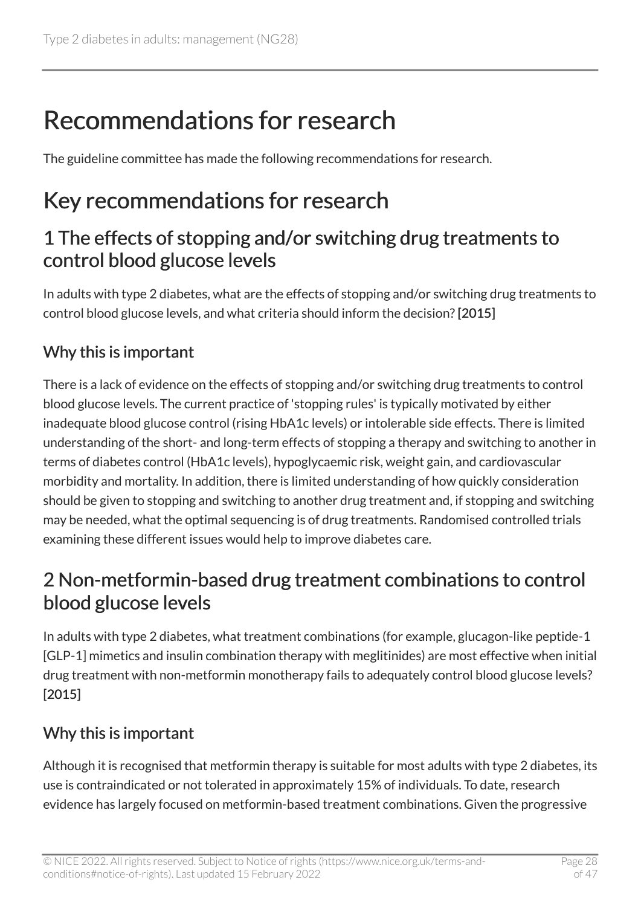# Recommendations for research

The guideline committee has made the following recommendations for research.

## Key recommendations for research

### 1 The effects of stopping and/or switching drug treatments to control blood glucose levels

In adults with type 2 diabetes, what are the effects of stopping and/or switching drug treatments to control blood glucose levels, and what criteria should inform the decision? [2015]

#### Why this is important

There is a lack of evidence on the effects of stopping and/or switching drug treatments to control blood glucose levels. The current practice of 'stopping rules' is typically motivated by either inadequate blood glucose control (rising HbA1c levels) or intolerable side effects. There is limited understanding of the short- and long-term effects of stopping a therapy and switching to another in terms of diabetes control (HbA1c levels), hypoglycaemic risk, weight gain, and cardiovascular morbidity and mortality. In addition, there is limited understanding of how quickly consideration should be given to stopping and switching to another drug treatment and, if stopping and switching may be needed, what the optimal sequencing is of drug treatments. Randomised controlled trials examining these different issues would help to improve diabetes care.

### 2 Non-metformin-based drug treatment combinations to control blood glucose levels

In adults with type 2 diabetes, what treatment combinations (for example, glucagon-like peptide-1 [GLP-1] mimetics and insulin combination therapy with meglitinides) are most effective when initial drug treatment with non-metformin monotherapy fails to adequately control blood glucose levels? [2015]

#### Why this is important

Although it is recognised that metformin therapy is suitable for most adults with type 2 diabetes, its use is contraindicated or not tolerated in approximately 15% of individuals. To date, research evidence has largely focused on metformin-based treatment combinations. Given the progressive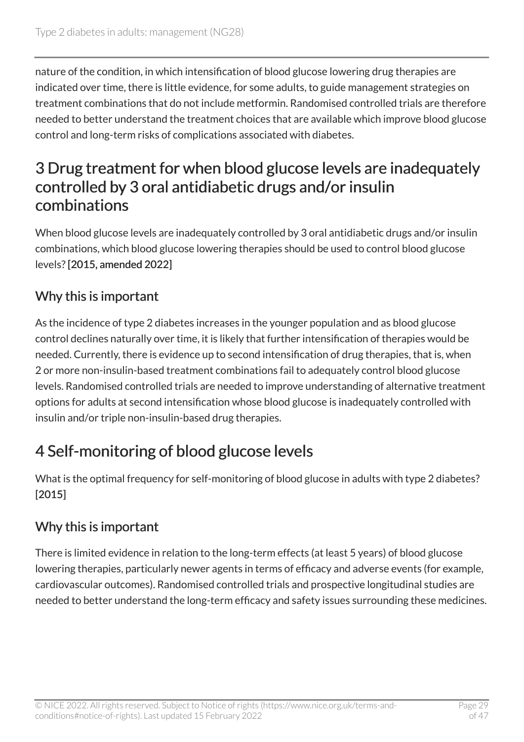nature of the condition, in which intensification of blood glucose lowering drug therapies are indicated over time, there is little evidence, for some adults, to guide management strategies on treatment combinations that do not include metformin. Randomised controlled trials are therefore needed to better understand the treatment choices that are available which improve blood glucose control and long-term risks of complications associated with diabetes.

## 3 Drug treatment for when blood glucose levels are inadequately controlled by 3 oral antidiabetic drugs and/or insulin combinations

When blood glucose levels are inadequately controlled by 3 oral antidiabetic drugs and/or insulin combinations, which blood glucose lowering therapies should be used to control blood glucose levels? [2015, amended 2022]

### Why this is important

As the incidence of type 2 diabetes increases in the younger population and as blood glucose control declines naturally over time, it is likely that further intensification of therapies would be needed. Currently, there is evidence up to second intensification of drug therapies, that is, when 2 or more non-insulin-based treatment combinations fail to adequately control blood glucose levels. Randomised controlled trials are needed to improve understanding of alternative treatment options for adults at second intensification whose blood glucose is inadequately controlled with insulin and/or triple non-insulin-based drug therapies.

## 4 Self-monitoring of blood glucose levels

What is the optimal frequency for self-monitoring of blood glucose in adults with type 2 diabetes? [2015]

### Why this is important

There is limited evidence in relation to the long-term effects (at least 5 years) of blood glucose lowering therapies, particularly newer agents in terms of efficacy and adverse events (for example, cardiovascular outcomes). Randomised controlled trials and prospective longitudinal studies are needed to better understand the long-term efficacy and safety issues surrounding these medicines.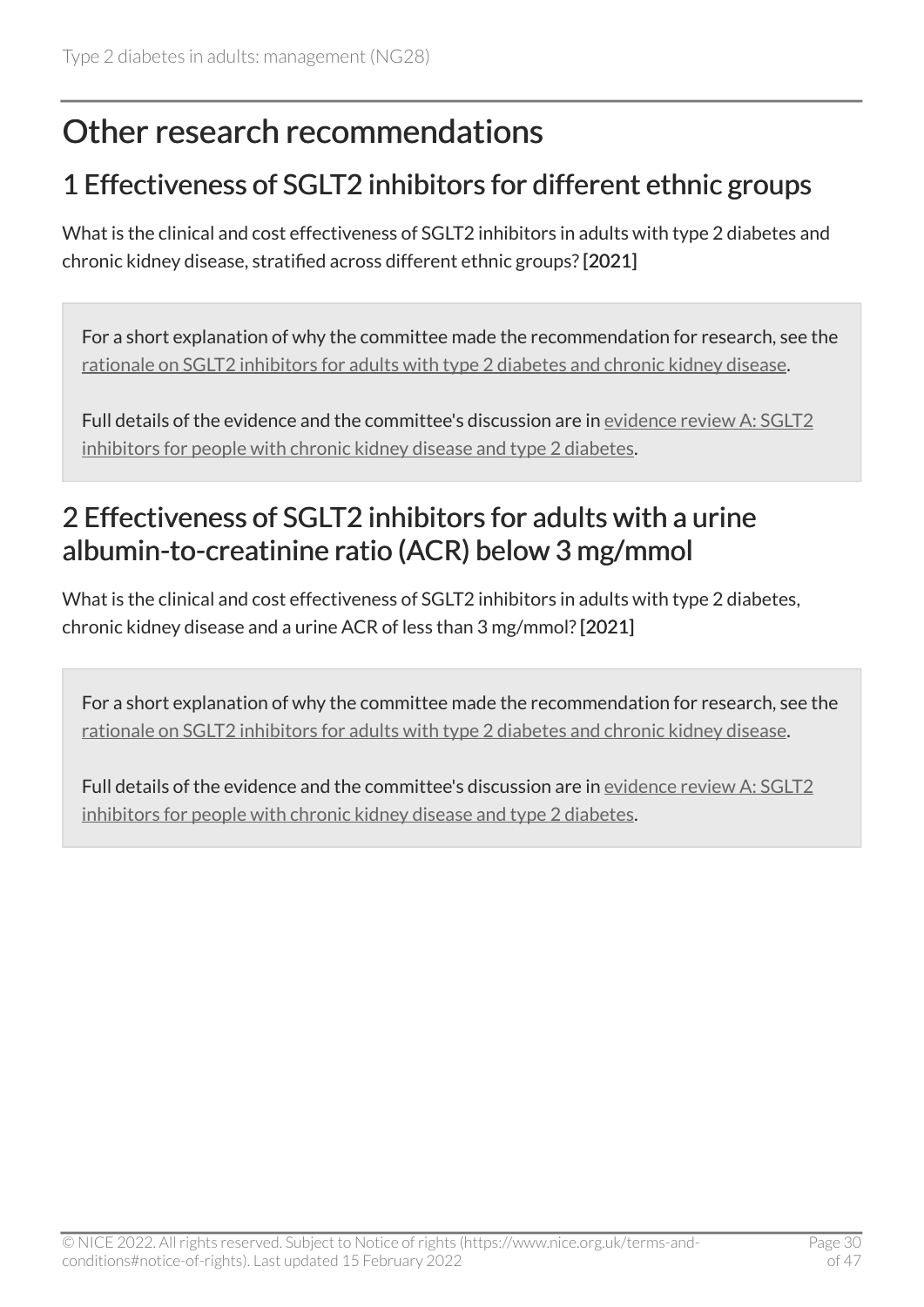# Other research recommendations

## 1 Effectiveness of SGLT2 inhibitors for different ethnic groups

What is the clinical and cost effectiveness of SGLT2 inhibitors in adults with type 2 diabetes and chronic kidney disease, stratified across different ethnic groups? **[2021]**

> For a short explanation of why the committee made the recommendation for research, see the rationale on SGLT2 inhibitors for adults with type 2 diabetes and chronic kidney disease.
>
> Full details of the evidence and the committee's discussion are in evidence review A: SGLT2 inhibitors for people with chronic kidney disease and type 2 diabetes.

## 2 Effectiveness of SGLT2 inhibitors for adults with a urine albumin-to-creatinine ratio (ACR) below 3 mg/mmol

What is the clinical and cost effectiveness of SGLT2 inhibitors in adults with type 2 diabetes, chronic kidney disease and a urine ACR of less than 3 mg/mmol? **[2021]**

> For a short explanation of why the committee made the recommendation for research, see the rationale on SGLT2 inhibitors for adults with type 2 diabetes and chronic kidney disease.
>
> Full details of the evidence and the committee's discussion are in evidence review A: SGLT2 inhibitors for people with chronic kidney disease and type 2 diabetes.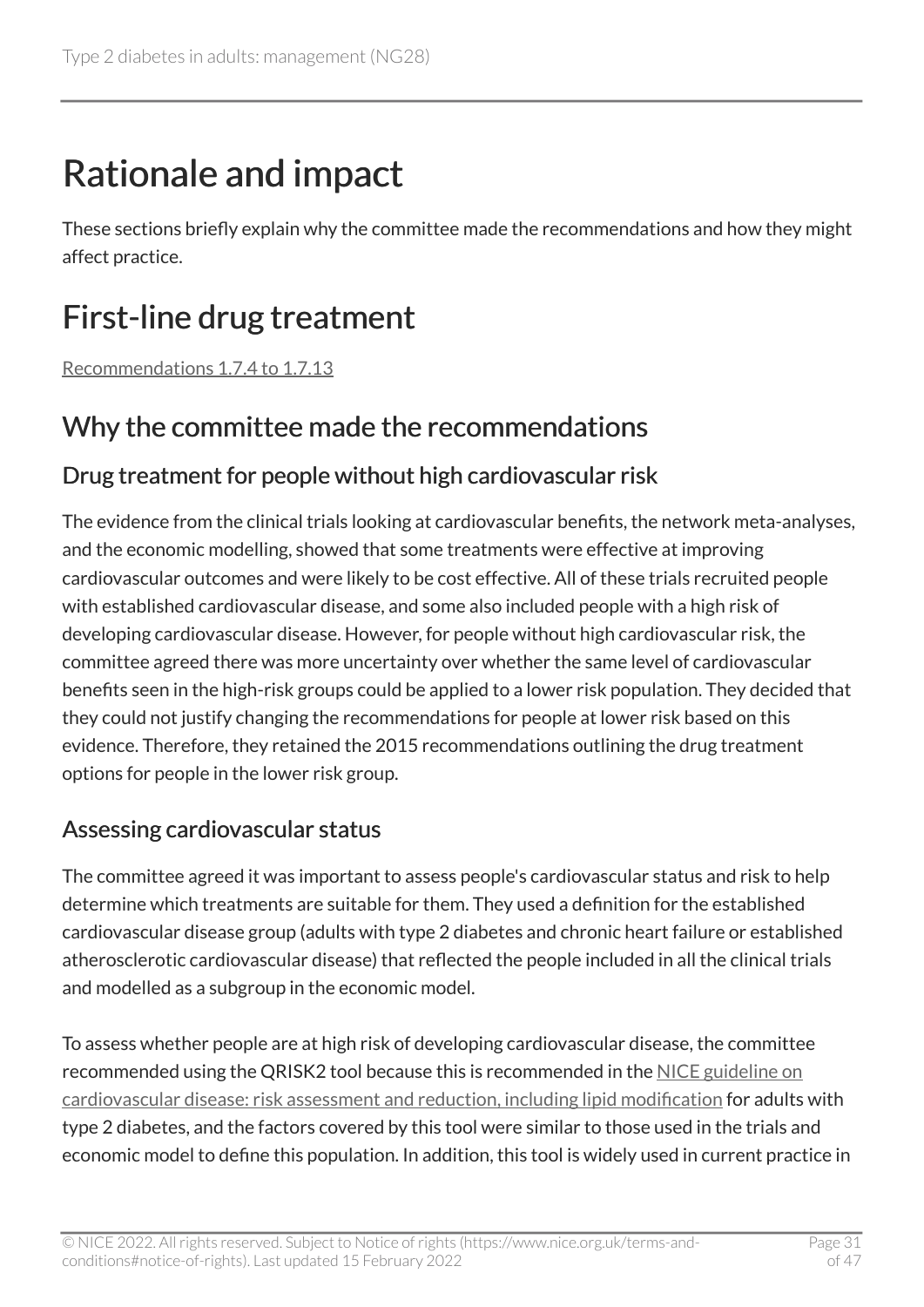# Rationale and impact

These sections briefly explain why the committee made the recommendations and how they might affect practice.

# First-line drug treatment

Recommendations 1.7.4 to 1.7.13

## Why the committee made the recommendations

### Drug treatment for people without high cardiovascular risk

The evidence from the clinical trials looking at cardiovascular benefits, the network meta-analyses, and the economic modelling, showed that some treatments were effective at improving cardiovascular outcomes and were likely to be cost effective. All of these trials recruited people with established cardiovascular disease, and some also included people with a high risk of developing cardiovascular disease. However, for people without high cardiovascular risk, the committee agreed there was more uncertainty over whether the same level of cardiovascular benefits seen in the high-risk groups could be applied to a lower risk population. They decided that they could not justify changing the recommendations for people at lower risk based on this evidence. Therefore, they retained the 2015 recommendations outlining the drug treatment options for people in the lower risk group.

### Assessing cardiovascular status

The committee agreed it was important to assess people's cardiovascular status and risk to help determine which treatments are suitable for them. They used a definition for the established cardiovascular disease group (adults with type 2 diabetes and chronic heart failure or established atherosclerotic cardiovascular disease) that reflected the people included in all the clinical trials and modelled as a subgroup in the economic model.

To assess whether people are at high risk of developing cardiovascular disease, the committee recommended using the QRISK2 tool because this is recommended in the NICE guideline on cardiovascular disease: risk assessment and reduction, including lipid modification for adults with type 2 diabetes, and the factors covered by this tool were similar to those used in the trials and economic model to define this population. In addition, this tool is widely used in current practice in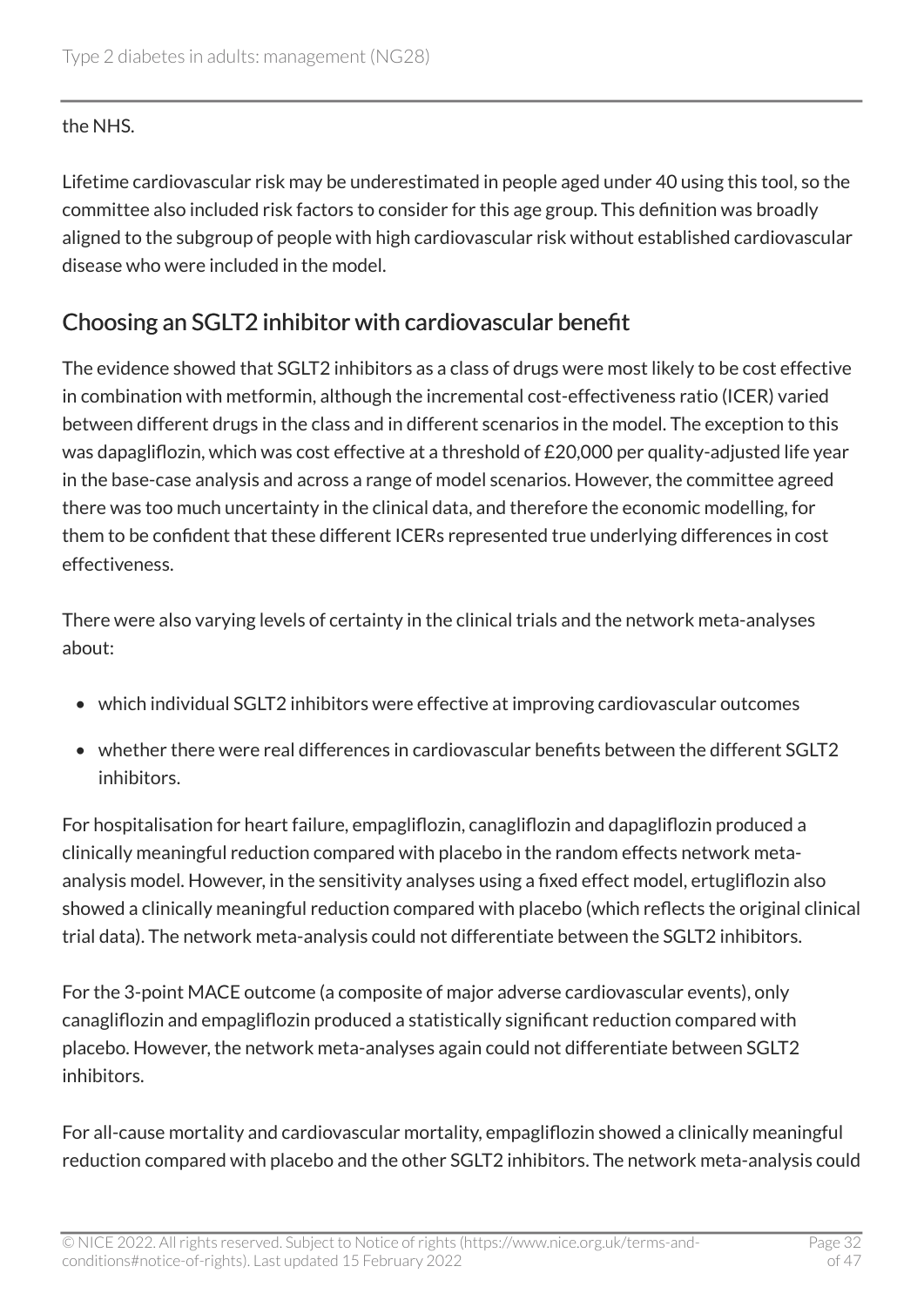the NHS.

Lifetime cardiovascular risk may be underestimated in people aged under 40 using this tool, so the committee also included risk factors to consider for this age group. This definition was broadly aligned to the subgroup of people with high cardiovascular risk without established cardiovascular disease who were included in the model.

## Choosing an SGLT2 inhibitor with cardiovascular benefit

The evidence showed that SGLT2 inhibitors as a class of drugs were most likely to be cost effective in combination with metformin, although the incremental cost-effectiveness ratio (ICER) varied between different drugs in the class and in different scenarios in the model. The exception to this was dapagliflozin, which was cost effective at a threshold of £20,000 per quality-adjusted life year in the base-case analysis and across a range of model scenarios. However, the committee agreed there was too much uncertainty in the clinical data, and therefore the economic modelling, for them to be confident that these different ICERs represented true underlying differences in cost effectiveness.

There were also varying levels of certainty in the clinical trials and the network meta-analyses about:

- which individual SGLT2 inhibitors were effective at improving cardiovascular outcomes
- whether there were real differences in cardiovascular benefits between the different SGLT2 inhibitors.

For hospitalisation for heart failure, empagliflozin, canagliflozin and dapagliflozin produced a clinically meaningful reduction compared with placebo in the random effects network meta-analysis model. However, in the sensitivity analyses using a fixed effect model, ertugliflozin also showed a clinically meaningful reduction compared with placebo (which reflects the original clinical trial data). The network meta-analysis could not differentiate between the SGLT2 inhibitors.

For the 3-point MACE outcome (a composite of major adverse cardiovascular events), only canagliflozin and empagliflozin produced a statistically significant reduction compared with placebo. However, the network meta-analyses again could not differentiate between SGLT2 inhibitors.

For all-cause mortality and cardiovascular mortality, empagliflozin showed a clinically meaningful reduction compared with placebo and the other SGLT2 inhibitors. The network meta-analysis could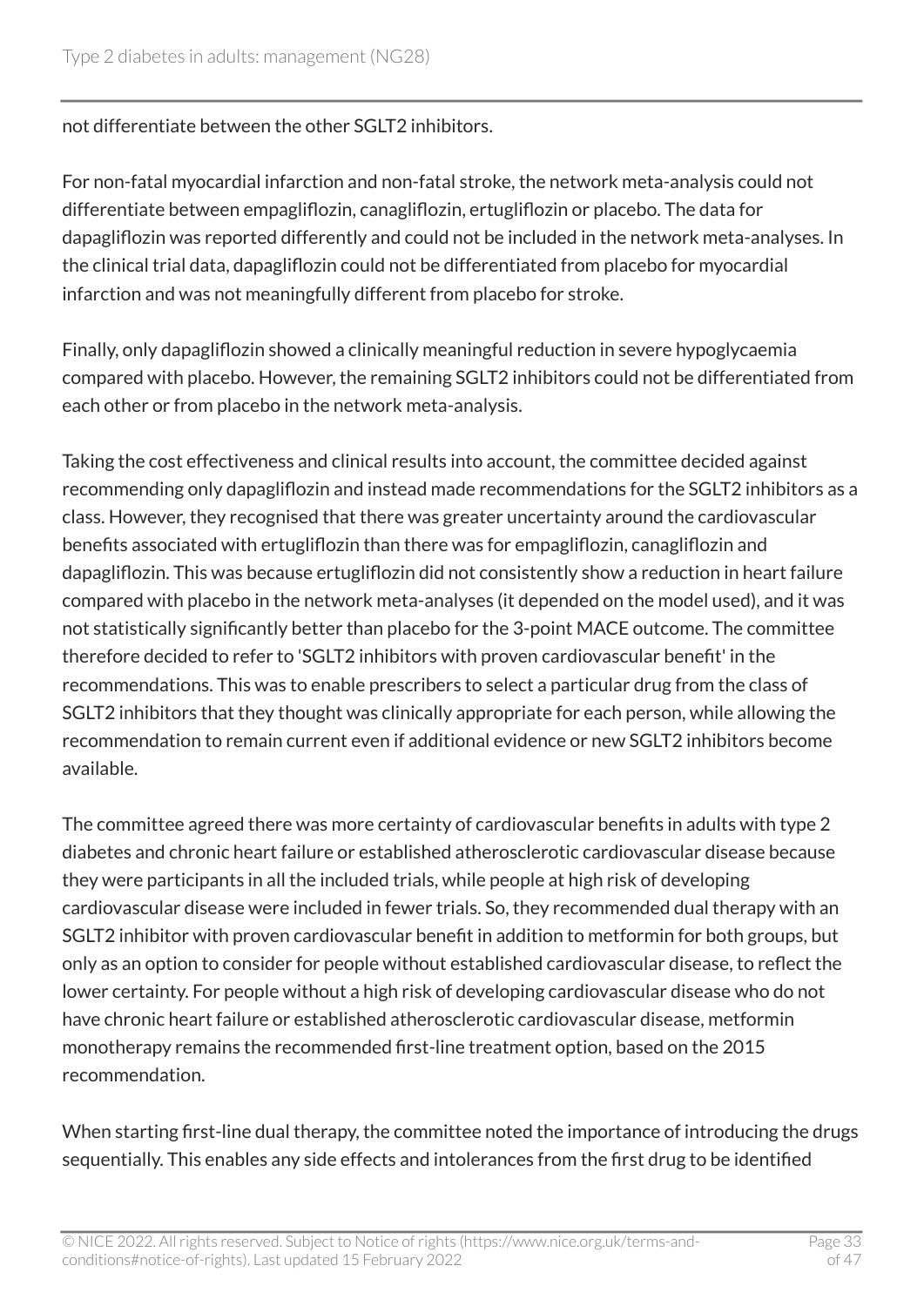not differentiate between the other SGLT2 inhibitors.

For non-fatal myocardial infarction and non-fatal stroke, the network meta-analysis could not differentiate between empagliflozin, canagliflozin, ertugliflozin or placebo. The data for dapagliflozin was reported differently and could not be included in the network meta-analyses. In the clinical trial data, dapagliflozin could not be differentiated from placebo for myocardial infarction and was not meaningfully different from placebo for stroke.

Finally, only dapagliflozin showed a clinically meaningful reduction in severe hypoglycaemia compared with placebo. However, the remaining SGLT2 inhibitors could not be differentiated from each other or from placebo in the network meta-analysis.

Taking the cost effectiveness and clinical results into account, the committee decided against recommending only dapagliflozin and instead made recommendations for the SGLT2 inhibitors as a class. However, they recognised that there was greater uncertainty around the cardiovascular benefits associated with ertugliflozin than there was for empagliflozin, canagliflozin and dapagliflozin. This was because ertugliflozin did not consistently show a reduction in heart failure compared with placebo in the network meta-analyses (it depended on the model used), and it was not statistically significantly better than placebo for the 3-point MACE outcome. The committee therefore decided to refer to 'SGLT2 inhibitors with proven cardiovascular benefit' in the recommendations. This was to enable prescribers to select a particular drug from the class of SGLT2 inhibitors that they thought was clinically appropriate for each person, while allowing the recommendation to remain current even if additional evidence or new SGLT2 inhibitors become available.

The committee agreed there was more certainty of cardiovascular benefits in adults with type 2 diabetes and chronic heart failure or established atherosclerotic cardiovascular disease because they were participants in all the included trials, while people at high risk of developing cardiovascular disease were included in fewer trials. So, they recommended dual therapy with an SGLT2 inhibitor with proven cardiovascular benefit in addition to metformin for both groups, but only as an option to consider for people without established cardiovascular disease, to reflect the lower certainty. For people without a high risk of developing cardiovascular disease who do not have chronic heart failure or established atherosclerotic cardiovascular disease, metformin monotherapy remains the recommended first-line treatment option, based on the 2015 recommendation.

When starting first-line dual therapy, the committee noted the importance of introducing the drugs sequentially. This enables any side effects and intolerances from the first drug to be identified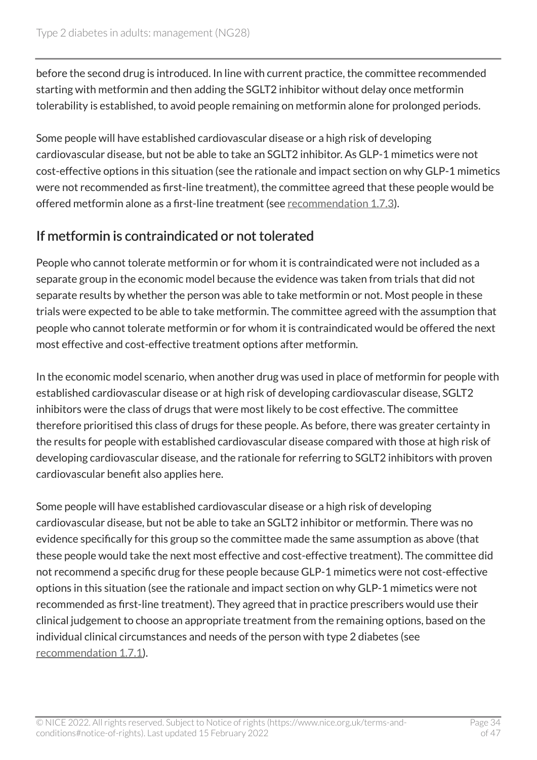before the second drug is introduced. In line with current practice, the committee recommended starting with metformin and then adding the SGLT2 inhibitor without delay once metformin tolerability is established, to avoid people remaining on metformin alone for prolonged periods.

Some people will have established cardiovascular disease or a high risk of developing cardiovascular disease, but not be able to take an SGLT2 inhibitor. As GLP-1 mimetics were not cost-effective options in this situation (see the rationale and impact section on why GLP-1 mimetics were not recommended as first-line treatment), the committee agreed that these people would be offered metformin alone as a first-line treatment (see recommendation 1.7.3).

## If metformin is contraindicated or not tolerated

People who cannot tolerate metformin or for whom it is contraindicated were not included as a separate group in the economic model because the evidence was taken from trials that did not separate results by whether the person was able to take metformin or not. Most people in these trials were expected to be able to take metformin. The committee agreed with the assumption that people who cannot tolerate metformin or for whom it is contraindicated would be offered the next most effective and cost-effective treatment options after metformin.

In the economic model scenario, when another drug was used in place of metformin for people with established cardiovascular disease or at high risk of developing cardiovascular disease, SGLT2 inhibitors were the class of drugs that were most likely to be cost effective. The committee therefore prioritised this class of drugs for these people. As before, there was greater certainty in the results for people with established cardiovascular disease compared with those at high risk of developing cardiovascular disease, and the rationale for referring to SGLT2 inhibitors with proven cardiovascular benefit also applies here.

Some people will have established cardiovascular disease or a high risk of developing cardiovascular disease, but not be able to take an SGLT2 inhibitor or metformin. There was no evidence specifically for this group so the committee made the same assumption as above (that these people would take the next most effective and cost-effective treatment). The committee did not recommend a specific drug for these people because GLP-1 mimetics were not cost-effective options in this situation (see the rationale and impact section on why GLP-1 mimetics were not recommended as first-line treatment). They agreed that in practice prescribers would use their clinical judgement to choose an appropriate treatment from the remaining options, based on the individual clinical circumstances and needs of the person with type 2 diabetes (see recommendation 1.7.1).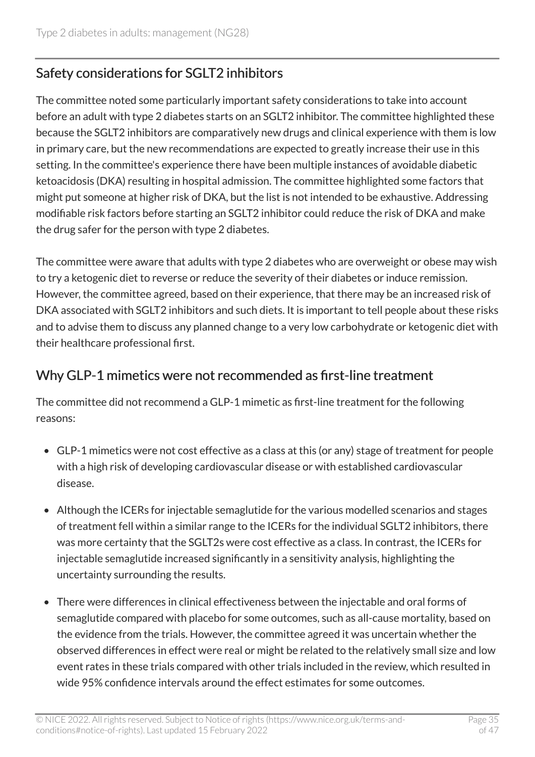## Safety considerations for SGLT2 inhibitors

The committee noted some particularly important safety considerations to take into account before an adult with type 2 diabetes starts on an SGLT2 inhibitor. The committee highlighted these because the SGLT2 inhibitors are comparatively new drugs and clinical experience with them is low in primary care, but the new recommendations are expected to greatly increase their use in this setting. In the committee's experience there have been multiple instances of avoidable diabetic ketoacidosis (DKA) resulting in hospital admission. The committee highlighted some factors that might put someone at higher risk of DKA, but the list is not intended to be exhaustive. Addressing modifiable risk factors before starting an SGLT2 inhibitor could reduce the risk of DKA and make the drug safer for the person with type 2 diabetes.

The committee were aware that adults with type 2 diabetes who are overweight or obese may wish to try a ketogenic diet to reverse or reduce the severity of their diabetes or induce remission. However, the committee agreed, based on their experience, that there may be an increased risk of DKA associated with SGLT2 inhibitors and such diets. It is important to tell people about these risks and to advise them to discuss any planned change to a very low carbohydrate or ketogenic diet with their healthcare professional first.

## Why GLP-1 mimetics were not recommended as first-line treatment

The committee did not recommend a GLP-1 mimetic as first-line treatment for the following reasons:

- GLP-1 mimetics were not cost effective as a class at this (or any) stage of treatment for people with a high risk of developing cardiovascular disease or with established cardiovascular disease.
- Although the ICERs for injectable semaglutide for the various modelled scenarios and stages of treatment fell within a similar range to the ICERs for the individual SGLT2 inhibitors, there was more certainty that the SGLT2s were cost effective as a class. In contrast, the ICERs for injectable semaglutide increased significantly in a sensitivity analysis, highlighting the uncertainty surrounding the results.
- There were differences in clinical effectiveness between the injectable and oral forms of semaglutide compared with placebo for some outcomes, such as all-cause mortality, based on the evidence from the trials. However, the committee agreed it was uncertain whether the observed differences in effect were real or might be related to the relatively small size and low event rates in these trials compared with other trials included in the review, which resulted in wide 95% confidence intervals around the effect estimates for some outcomes.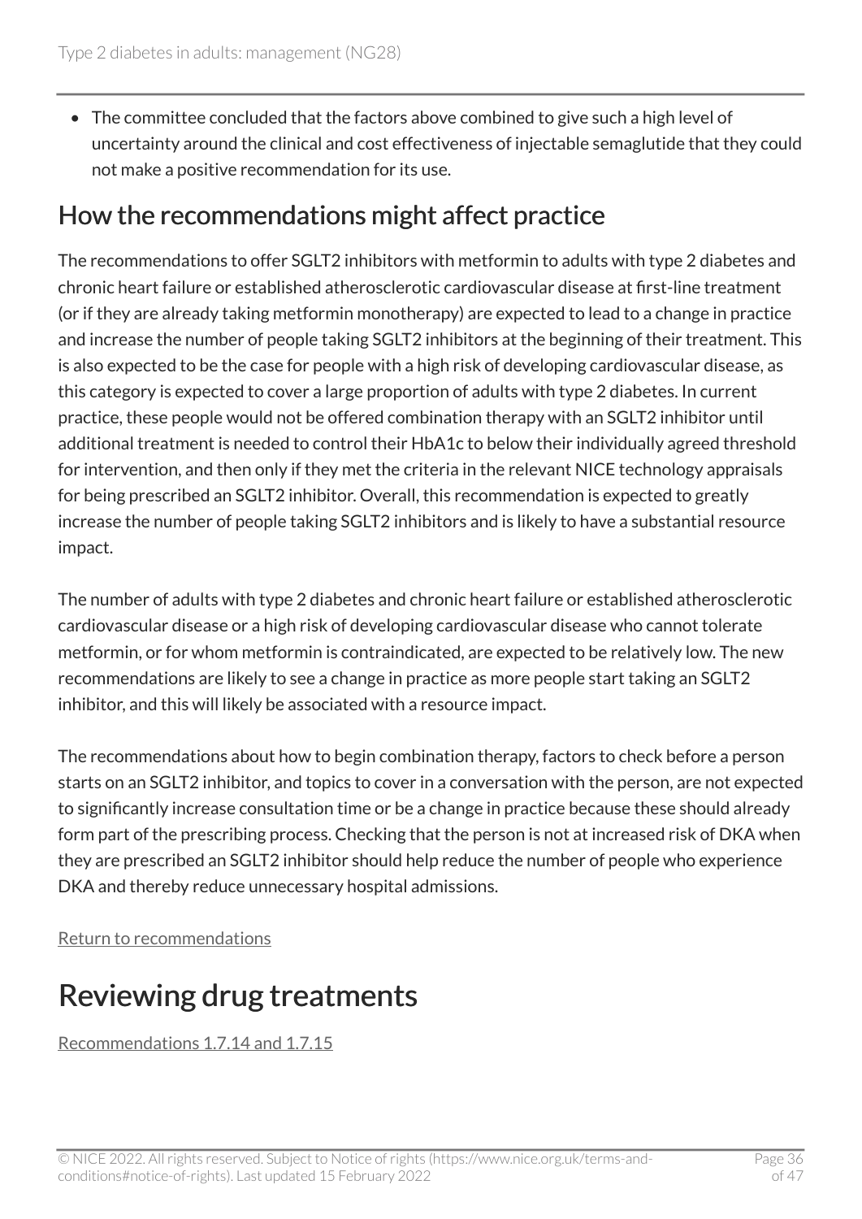- The committee concluded that the factors above combined to give such a high level of uncertainty around the clinical and cost effectiveness of injectable semaglutide that they could not make a positive recommendation for its use.

## How the recommendations might affect practice

The recommendations to offer SGLT2 inhibitors with metformin to adults with type 2 diabetes and chronic heart failure or established atherosclerotic cardiovascular disease at first-line treatment (or if they are already taking metformin monotherapy) are expected to lead to a change in practice and increase the number of people taking SGLT2 inhibitors at the beginning of their treatment. This is also expected to be the case for people with a high risk of developing cardiovascular disease, as this category is expected to cover a large proportion of adults with type 2 diabetes. In current practice, these people would not be offered combination therapy with an SGLT2 inhibitor until additional treatment is needed to control their HbA1c to below their individually agreed threshold for intervention, and then only if they met the criteria in the relevant NICE technology appraisals for being prescribed an SGLT2 inhibitor. Overall, this recommendation is expected to greatly increase the number of people taking SGLT2 inhibitors and is likely to have a substantial resource impact.

The number of adults with type 2 diabetes and chronic heart failure or established atherosclerotic cardiovascular disease or a high risk of developing cardiovascular disease who cannot tolerate metformin, or for whom metformin is contraindicated, are expected to be relatively low. The new recommendations are likely to see a change in practice as more people start taking an SGLT2 inhibitor, and this will likely be associated with a resource impact.

The recommendations about how to begin combination therapy, factors to check before a person starts on an SGLT2 inhibitor, and topics to cover in a conversation with the person, are not expected to significantly increase consultation time or be a change in practice because these should already form part of the prescribing process. Checking that the person is not at increased risk of DKA when they are prescribed an SGLT2 inhibitor should help reduce the number of people who experience DKA and thereby reduce unnecessary hospital admissions.

Return to recommendations

# Reviewing drug treatments

Recommendations 1.7.14 and 1.7.15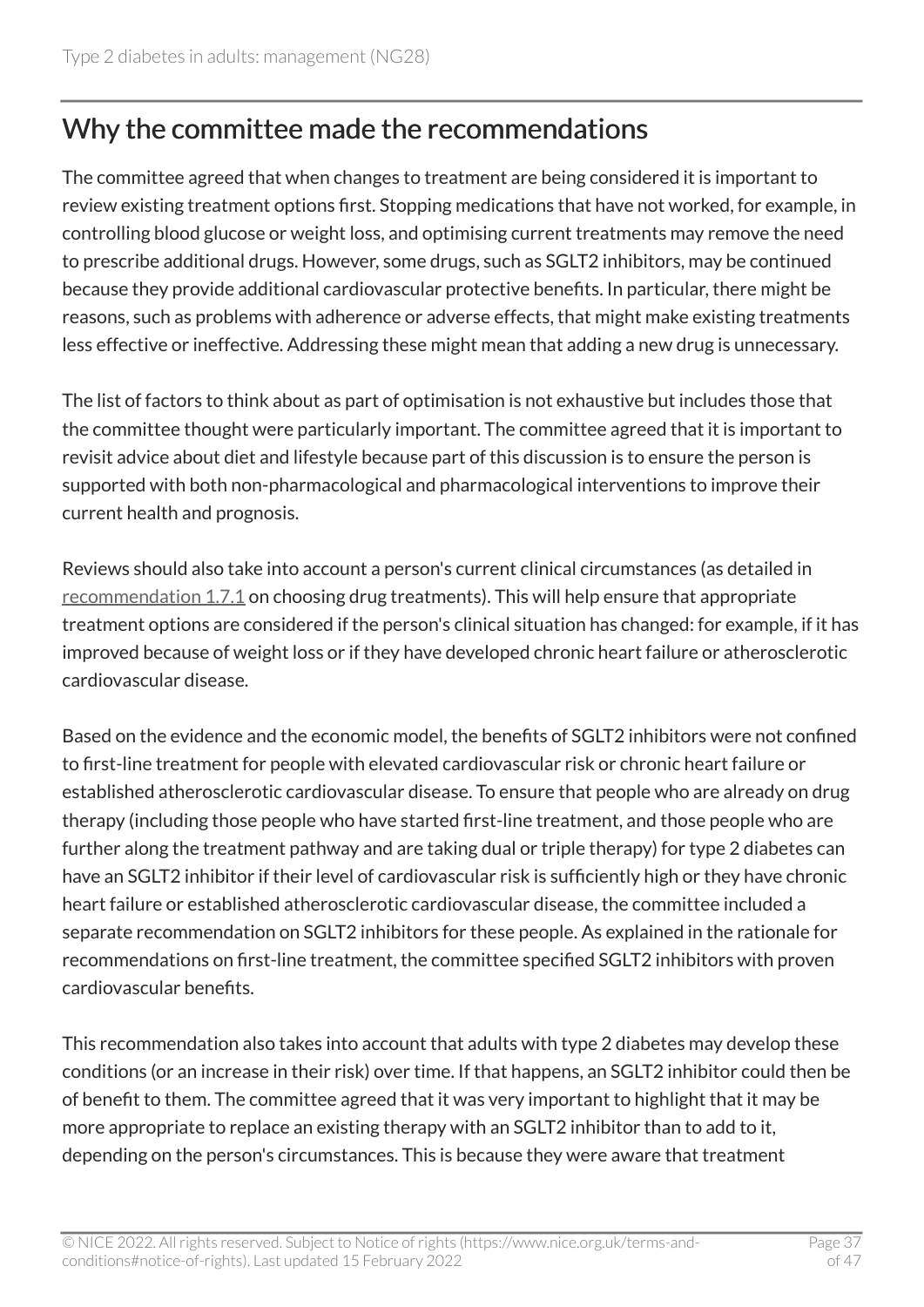## Why the committee made the recommendations

The committee agreed that when changes to treatment are being considered it is important to review existing treatment options first. Stopping medications that have not worked, for example, in controlling blood glucose or weight loss, and optimising current treatments may remove the need to prescribe additional drugs. However, some drugs, such as SGLT2 inhibitors, may be continued because they provide additional cardiovascular protective benefits. In particular, there might be reasons, such as problems with adherence or adverse effects, that might make existing treatments less effective or ineffective. Addressing these might mean that adding a new drug is unnecessary.

The list of factors to think about as part of optimisation is not exhaustive but includes those that the committee thought were particularly important. The committee agreed that it is important to revisit advice about diet and lifestyle because part of this discussion is to ensure the person is supported with both non-pharmacological and pharmacological interventions to improve their current health and prognosis.

Reviews should also take into account a person's current clinical circumstances (as detailed in recommendation 1.7.1 on choosing drug treatments). This will help ensure that appropriate treatment options are considered if the person's clinical situation has changed: for example, if it has improved because of weight loss or if they have developed chronic heart failure or atherosclerotic cardiovascular disease.

Based on the evidence and the economic model, the benefits of SGLT2 inhibitors were not confined to first-line treatment for people with elevated cardiovascular risk or chronic heart failure or established atherosclerotic cardiovascular disease. To ensure that people who are already on drug therapy (including those people who have started first-line treatment, and those people who are further along the treatment pathway and are taking dual or triple therapy) for type 2 diabetes can have an SGLT2 inhibitor if their level of cardiovascular risk is sufficiently high or they have chronic heart failure or established atherosclerotic cardiovascular disease, the committee included a separate recommendation on SGLT2 inhibitors for these people. As explained in the rationale for recommendations on first-line treatment, the committee specified SGLT2 inhibitors with proven cardiovascular benefits.

This recommendation also takes into account that adults with type 2 diabetes may develop these conditions (or an increase in their risk) over time. If that happens, an SGLT2 inhibitor could then be of benefit to them. The committee agreed that it was very important to highlight that it may be more appropriate to replace an existing therapy with an SGLT2 inhibitor than to add to it, depending on the person's circumstances. This is because they were aware that treatment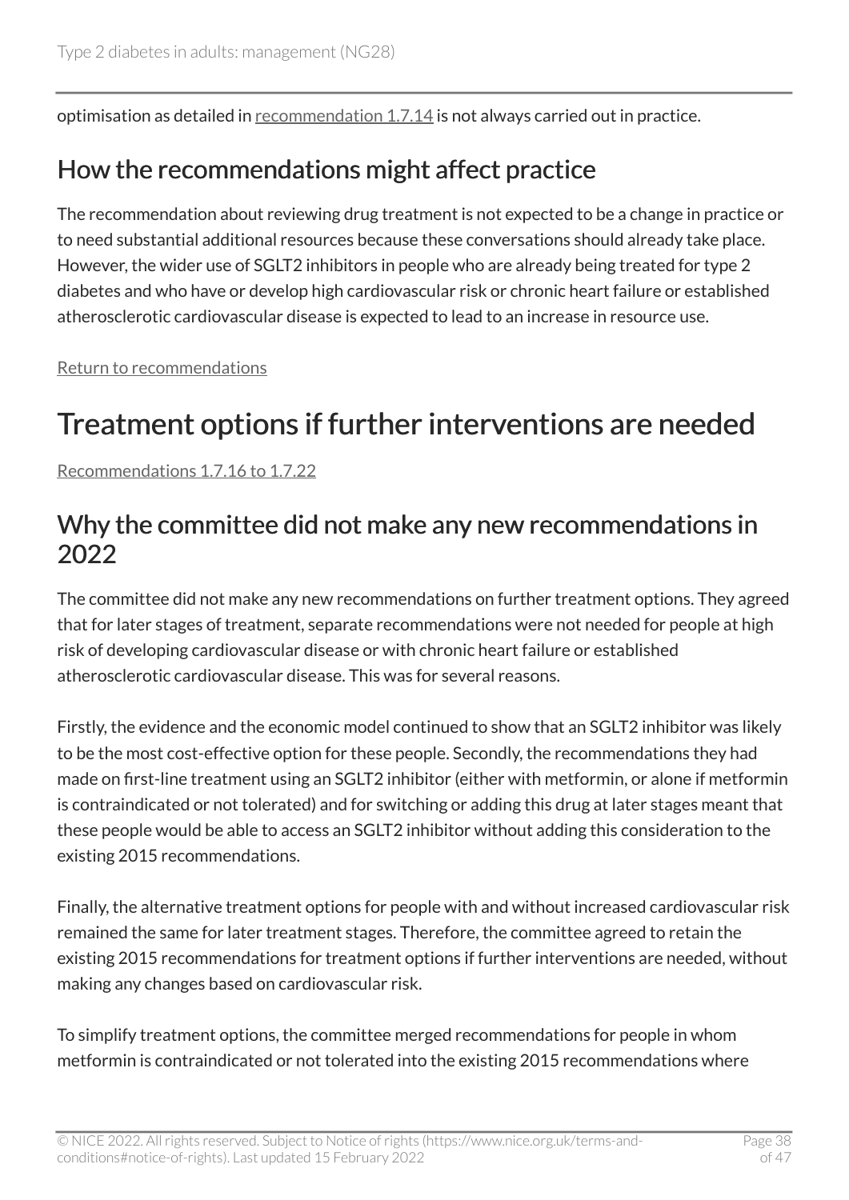optimisation as detailed in recommendation 1.7.14 is not always carried out in practice.

## How the recommendations might affect practice

The recommendation about reviewing drug treatment is not expected to be a change in practice or to need substantial additional resources because these conversations should already take place. However, the wider use of SGLT2 inhibitors in people who are already being treated for type 2 diabetes and who have or develop high cardiovascular risk or chronic heart failure or established atherosclerotic cardiovascular disease is expected to lead to an increase in resource use.

Return to recommendations

# Treatment options if further interventions are needed

Recommendations 1.7.16 to 1.7.22

## Why the committee did not make any new recommendations in 2022

The committee did not make any new recommendations on further treatment options. They agreed that for later stages of treatment, separate recommendations were not needed for people at high risk of developing cardiovascular disease or with chronic heart failure or established atherosclerotic cardiovascular disease. This was for several reasons.

Firstly, the evidence and the economic model continued to show that an SGLT2 inhibitor was likely to be the most cost-effective option for these people. Secondly, the recommendations they had made on first-line treatment using an SGLT2 inhibitor (either with metformin, or alone if metformin is contraindicated or not tolerated) and for switching or adding this drug at later stages meant that these people would be able to access an SGLT2 inhibitor without adding this consideration to the existing 2015 recommendations.

Finally, the alternative treatment options for people with and without increased cardiovascular risk remained the same for later treatment stages. Therefore, the committee agreed to retain the existing 2015 recommendations for treatment options if further interventions are needed, without making any changes based on cardiovascular risk.

To simplify treatment options, the committee merged recommendations for people in whom metformin is contraindicated or not tolerated into the existing 2015 recommendations where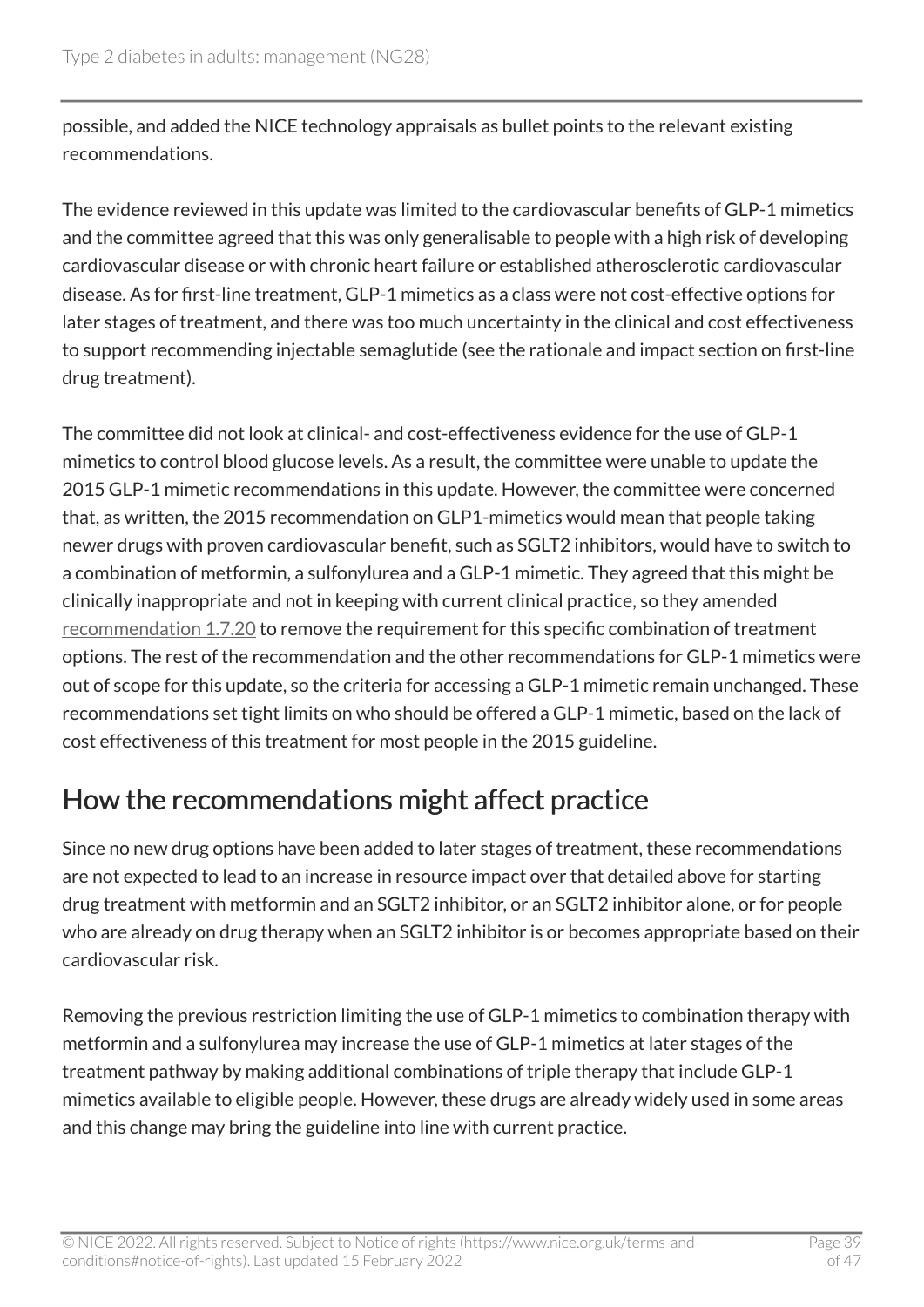possible, and added the NICE technology appraisals as bullet points to the relevant existing recommendations.

The evidence reviewed in this update was limited to the cardiovascular benefits of GLP-1 mimetics and the committee agreed that this was only generalisable to people with a high risk of developing cardiovascular disease or with chronic heart failure or established atherosclerotic cardiovascular disease. As for first-line treatment, GLP-1 mimetics as a class were not cost-effective options for later stages of treatment, and there was too much uncertainty in the clinical and cost effectiveness to support recommending injectable semaglutide (see the rationale and impact section on first-line drug treatment).

The committee did not look at clinical- and cost-effectiveness evidence for the use of GLP-1 mimetics to control blood glucose levels. As a result, the committee were unable to update the 2015 GLP-1 mimetic recommendations in this update. However, the committee were concerned that, as written, the 2015 recommendation on GLP1-mimetics would mean that people taking newer drugs with proven cardiovascular benefit, such as SGLT2 inhibitors, would have to switch to a combination of metformin, a sulfonylurea and a GLP-1 mimetic. They agreed that this might be clinically inappropriate and not in keeping with current clinical practice, so they amended recommendation 1.7.20 to remove the requirement for this specific combination of treatment options. The rest of the recommendation and the other recommendations for GLP-1 mimetics were out of scope for this update, so the criteria for accessing a GLP-1 mimetic remain unchanged. These recommendations set tight limits on who should be offered a GLP-1 mimetic, based on the lack of cost effectiveness of this treatment for most people in the 2015 guideline.

## How the recommendations might affect practice

Since no new drug options have been added to later stages of treatment, these recommendations are not expected to lead to an increase in resource impact over that detailed above for starting drug treatment with metformin and an SGLT2 inhibitor, or an SGLT2 inhibitor alone, or for people who are already on drug therapy when an SGLT2 inhibitor is or becomes appropriate based on their cardiovascular risk.

Removing the previous restriction limiting the use of GLP-1 mimetics to combination therapy with metformin and a sulfonylurea may increase the use of GLP-1 mimetics at later stages of the treatment pathway by making additional combinations of triple therapy that include GLP-1 mimetics available to eligible people. However, these drugs are already widely used in some areas and this change may bring the guideline into line with current practice.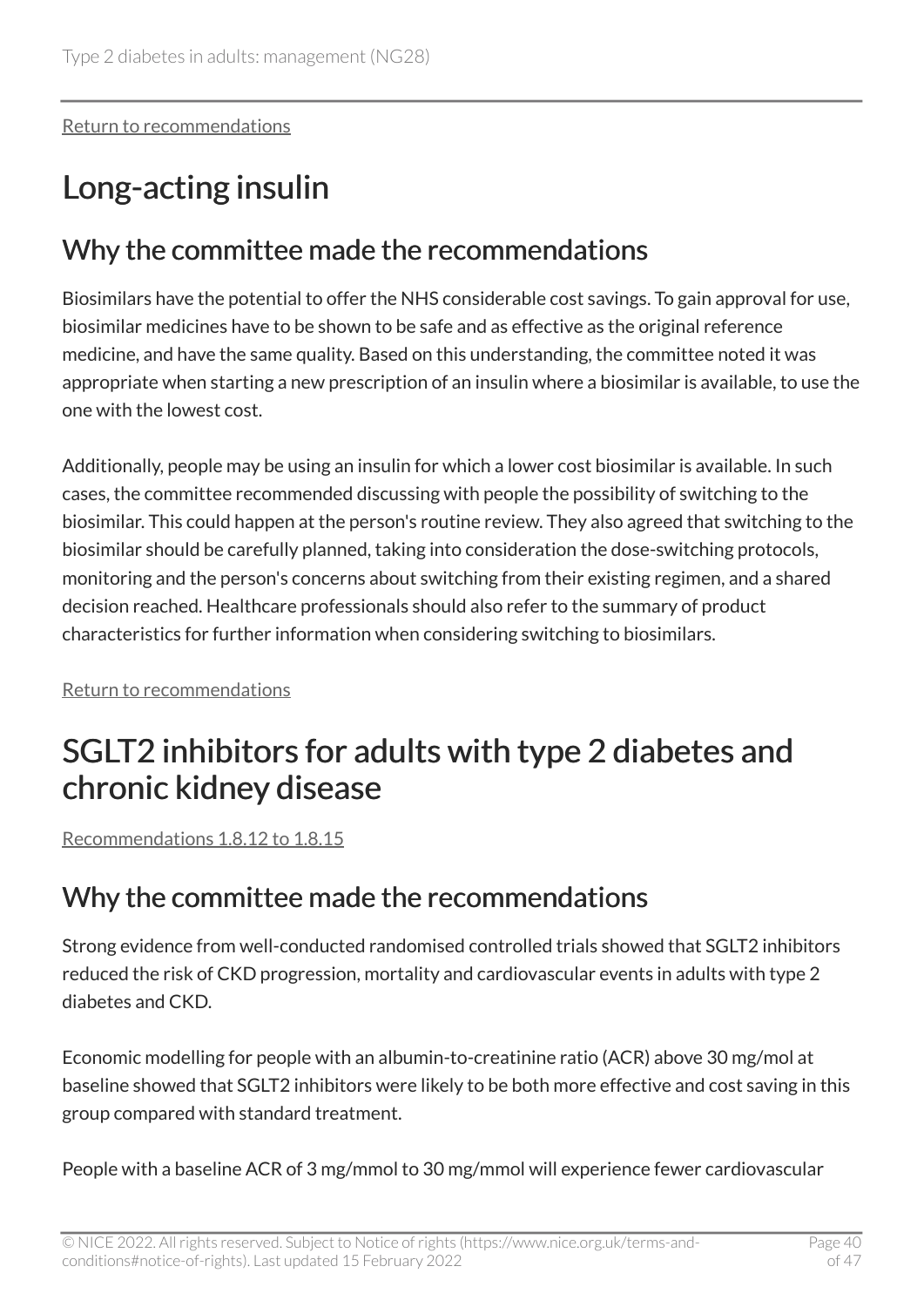Return to recommendations

## Long-acting insulin

### Why the committee made the recommendations

Biosimilars have the potential to offer the NHS considerable cost savings. To gain approval for use, biosimilar medicines have to be shown to be safe and as effective as the original reference medicine, and have the same quality. Based on this understanding, the committee noted it was appropriate when starting a new prescription of an insulin where a biosimilar is available, to use the one with the lowest cost.

Additionally, people may be using an insulin for which a lower cost biosimilar is available. In such cases, the committee recommended discussing with people the possibility of switching to the biosimilar. This could happen at the person's routine review. They also agreed that switching to the biosimilar should be carefully planned, taking into consideration the dose-switching protocols, monitoring and the person's concerns about switching from their existing regimen, and a shared decision reached. Healthcare professionals should also refer to the summary of product characteristics for further information when considering switching to biosimilars.

Return to recommendations

## SGLT2 inhibitors for adults with type 2 diabetes and chronic kidney disease

Recommendations 1.8.12 to 1.8.15

### Why the committee made the recommendations

Strong evidence from well-conducted randomised controlled trials showed that SGLT2 inhibitors reduced the risk of CKD progression, mortality and cardiovascular events in adults with type 2 diabetes and CKD.

Economic modelling for people with an albumin-to-creatinine ratio (ACR) above 30 mg/mol at baseline showed that SGLT2 inhibitors were likely to be both more effective and cost saving in this group compared with standard treatment.

People with a baseline ACR of 3 mg/mmol to 30 mg/mmol will experience fewer cardiovascular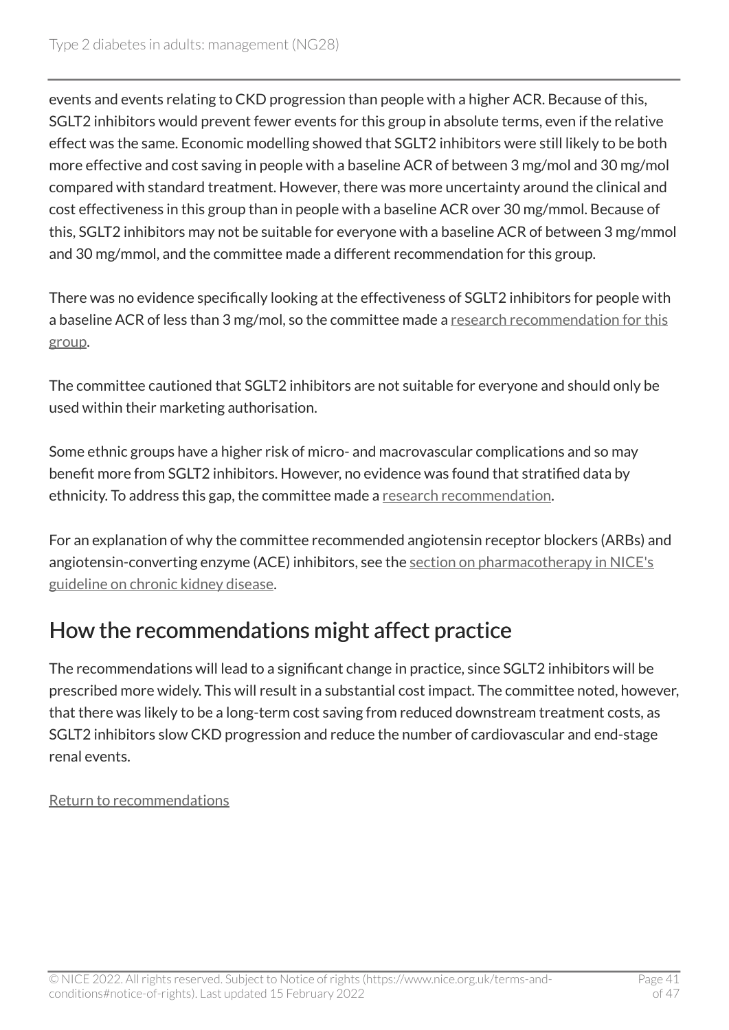events and events relating to CKD progression than people with a higher ACR. Because of this, SGLT2 inhibitors would prevent fewer events for this group in absolute terms, even if the relative effect was the same. Economic modelling showed that SGLT2 inhibitors were still likely to be both more effective and cost saving in people with a baseline ACR of between 3 mg/mol and 30 mg/mol compared with standard treatment. However, there was more uncertainty around the clinical and cost effectiveness in this group than in people with a baseline ACR over 30 mg/mmol. Because of this, SGLT2 inhibitors may not be suitable for everyone with a baseline ACR of between 3 mg/mmol and 30 mg/mmol, and the committee made a different recommendation for this group.

There was no evidence specifically looking at the effectiveness of SGLT2 inhibitors for people with a baseline ACR of less than 3 mg/mol, so the committee made a research recommendation for this group.

The committee cautioned that SGLT2 inhibitors are not suitable for everyone and should only be used within their marketing authorisation.

Some ethnic groups have a higher risk of micro- and macrovascular complications and so may benefit more from SGLT2 inhibitors. However, no evidence was found that stratified data by ethnicity. To address this gap, the committee made a research recommendation.

For an explanation of why the committee recommended angiotensin receptor blockers (ARBs) and angiotensin-converting enzyme (ACE) inhibitors, see the section on pharmacotherapy in NICE's guideline on chronic kidney disease.

## How the recommendations might affect practice

The recommendations will lead to a significant change in practice, since SGLT2 inhibitors will be prescribed more widely. This will result in a substantial cost impact. The committee noted, however, that there was likely to be a long-term cost saving from reduced downstream treatment costs, as SGLT2 inhibitors slow CKD progression and reduce the number of cardiovascular and end-stage renal events.

Return to recommendations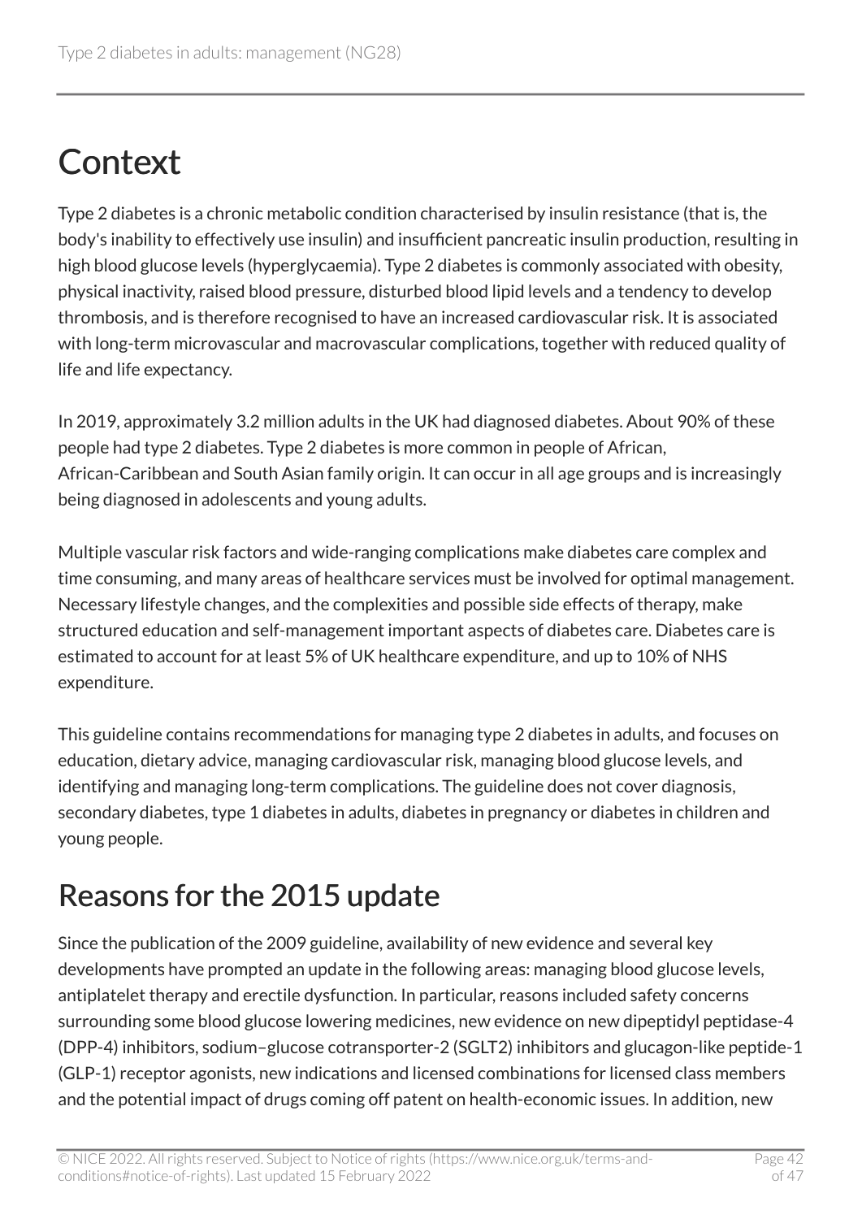# Context

Type 2 diabetes is a chronic metabolic condition characterised by insulin resistance (that is, the body's inability to effectively use insulin) and insufficient pancreatic insulin production, resulting in high blood glucose levels (hyperglycaemia). Type 2 diabetes is commonly associated with obesity, physical inactivity, raised blood pressure, disturbed blood lipid levels and a tendency to develop thrombosis, and is therefore recognised to have an increased cardiovascular risk. It is associated with long-term microvascular and macrovascular complications, together with reduced quality of life and life expectancy.

In 2019, approximately 3.2 million adults in the UK had diagnosed diabetes. About 90% of these people had type 2 diabetes. Type 2 diabetes is more common in people of African, African-Caribbean and South Asian family origin. It can occur in all age groups and is increasingly being diagnosed in adolescents and young adults.

Multiple vascular risk factors and wide-ranging complications make diabetes care complex and time consuming, and many areas of healthcare services must be involved for optimal management. Necessary lifestyle changes, and the complexities and possible side effects of therapy, make structured education and self-management important aspects of diabetes care. Diabetes care is estimated to account for at least 5% of UK healthcare expenditure, and up to 10% of NHS expenditure.

This guideline contains recommendations for managing type 2 diabetes in adults, and focuses on education, dietary advice, managing cardiovascular risk, managing blood glucose levels, and identifying and managing long-term complications. The guideline does not cover diagnosis, secondary diabetes, type 1 diabetes in adults, diabetes in pregnancy or diabetes in children and young people.

## Reasons for the 2015 update

Since the publication of the 2009 guideline, availability of new evidence and several key developments have prompted an update in the following areas: managing blood glucose levels, antiplatelet therapy and erectile dysfunction. In particular, reasons included safety concerns surrounding some blood glucose lowering medicines, new evidence on new dipeptidyl peptidase-4 (DPP-4) inhibitors, sodium–glucose cotransporter-2 (SGLT2) inhibitors and glucagon-like peptide-1 (GLP-1) receptor agonists, new indications and licensed combinations for licensed class members and the potential impact of drugs coming off patent on health-economic issues. In addition, new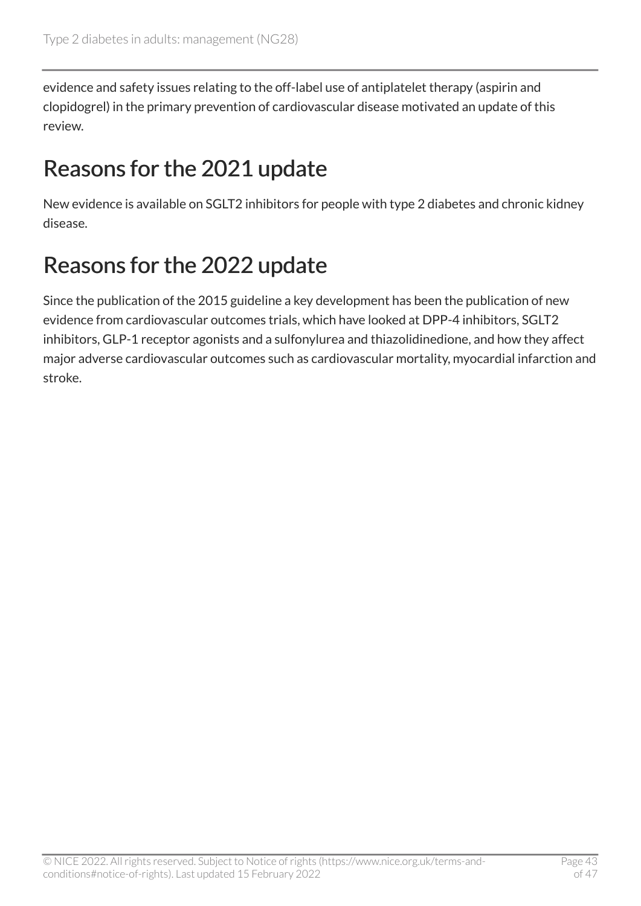evidence and safety issues relating to the off-label use of antiplatelet therapy (aspirin and clopidogrel) in the primary prevention of cardiovascular disease motivated an update of this review.

## Reasons for the 2021 update

New evidence is available on SGLT2 inhibitors for people with type 2 diabetes and chronic kidney disease.

## Reasons for the 2022 update

Since the publication of the 2015 guideline a key development has been the publication of new evidence from cardiovascular outcomes trials, which have looked at DPP-4 inhibitors, SGLT2 inhibitors, GLP-1 receptor agonists and a sulfonylurea and thiazolidinedione, and how they affect major adverse cardiovascular outcomes such as cardiovascular mortality, myocardial infarction and stroke.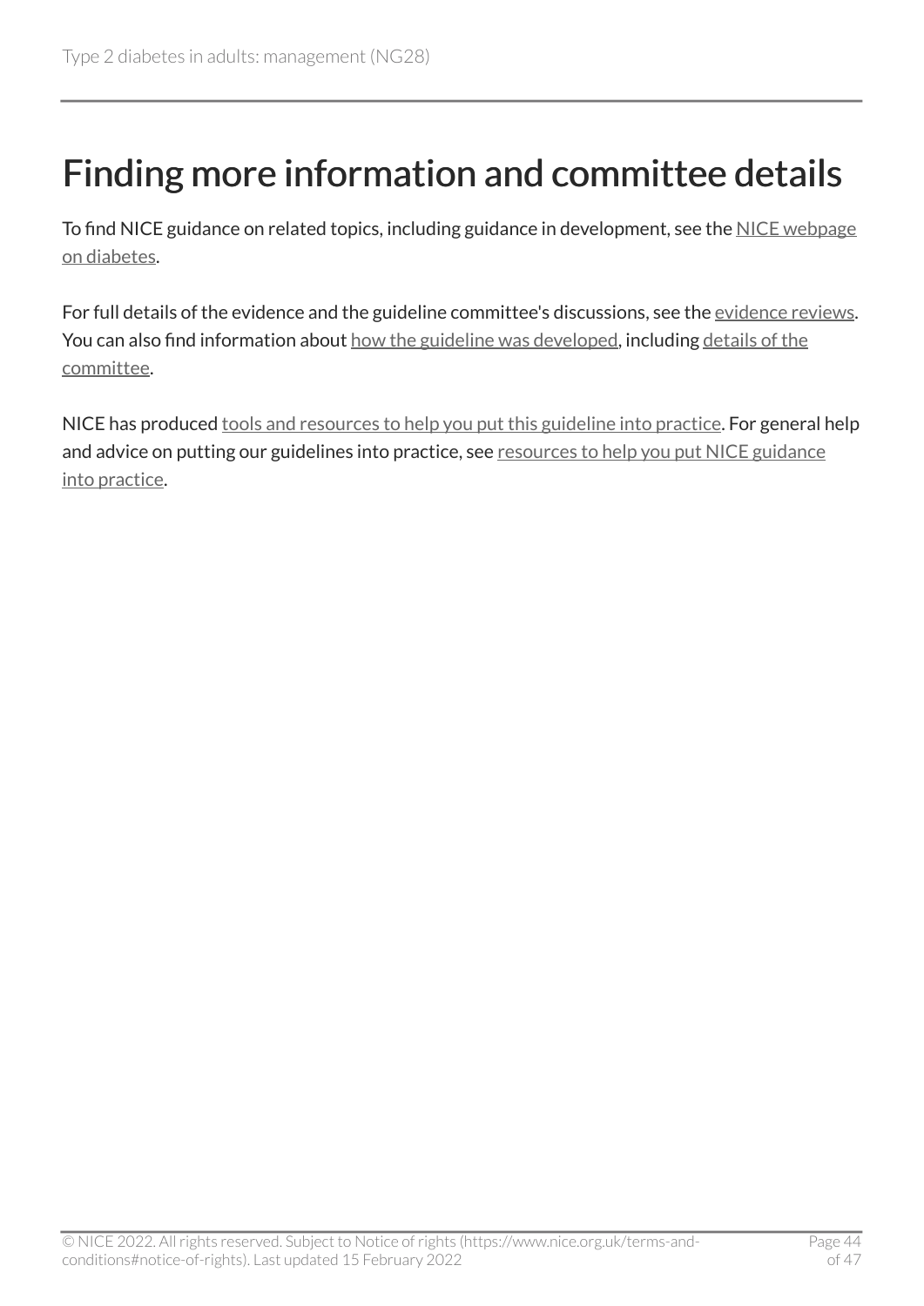# Finding more information and committee details

To find NICE guidance on related topics, including guidance in development, see the NICE webpage on diabetes.

For full details of the evidence and the guideline committee's discussions, see the evidence reviews. You can also find information about how the guideline was developed, including details of the committee.

NICE has produced tools and resources to help you put this guideline into practice. For general help and advice on putting our guidelines into practice, see resources to help you put NICE guidance into practice.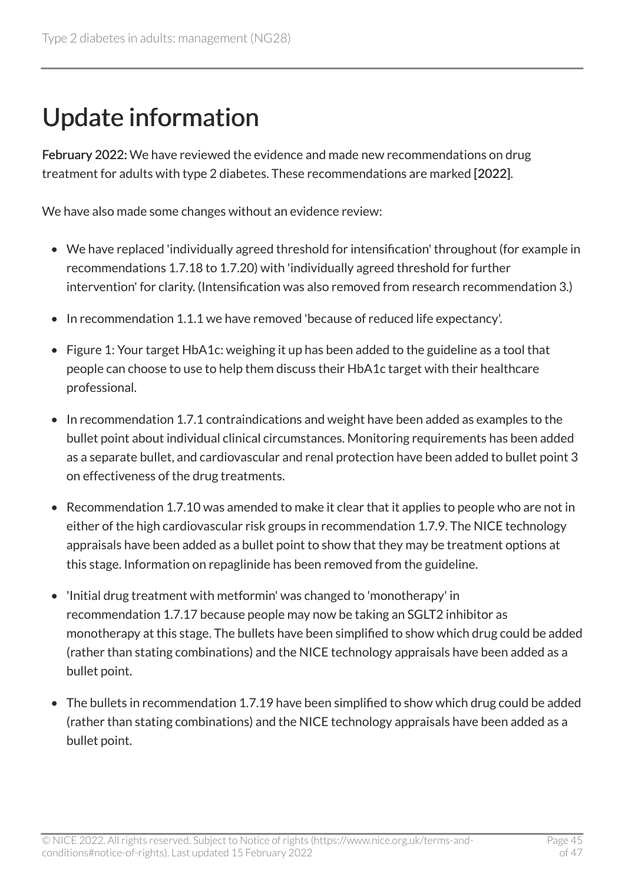# Update information

**February 2022:** We have reviewed the evidence and made new recommendations on drug treatment for adults with type 2 diabetes. These recommendations are marked **[2022]**.

We have also made some changes without an evidence review:

- We have replaced 'individually agreed threshold for intensification' throughout (for example in recommendations 1.7.18 to 1.7.20) with 'individually agreed threshold for further intervention' for clarity. (Intensification was also removed from research recommendation 3.)
- In recommendation 1.1.1 we have removed 'because of reduced life expectancy'.
- Figure 1: Your target HbA1c: weighing it up has been added to the guideline as a tool that people can choose to use to help them discuss their HbA1c target with their healthcare professional.
- In recommendation 1.7.1 contraindications and weight have been added as examples to the bullet point about individual clinical circumstances. Monitoring requirements has been added as a separate bullet, and cardiovascular and renal protection have been added to bullet point 3 on effectiveness of the drug treatments.
- Recommendation 1.7.10 was amended to make it clear that it applies to people who are not in either of the high cardiovascular risk groups in recommendation 1.7.9. The NICE technology appraisals have been added as a bullet point to show that they may be treatment options at this stage. Information on repaglinide has been removed from the guideline.
- 'Initial drug treatment with metformin' was changed to 'monotherapy' in recommendation 1.7.17 because people may now be taking an SGLT2 inhibitor as monotherapy at this stage. The bullets have been simplified to show which drug could be added (rather than stating combinations) and the NICE technology appraisals have been added as a bullet point.
- The bullets in recommendation 1.7.19 have been simplified to show which drug could be added (rather than stating combinations) and the NICE technology appraisals have been added as a bullet point.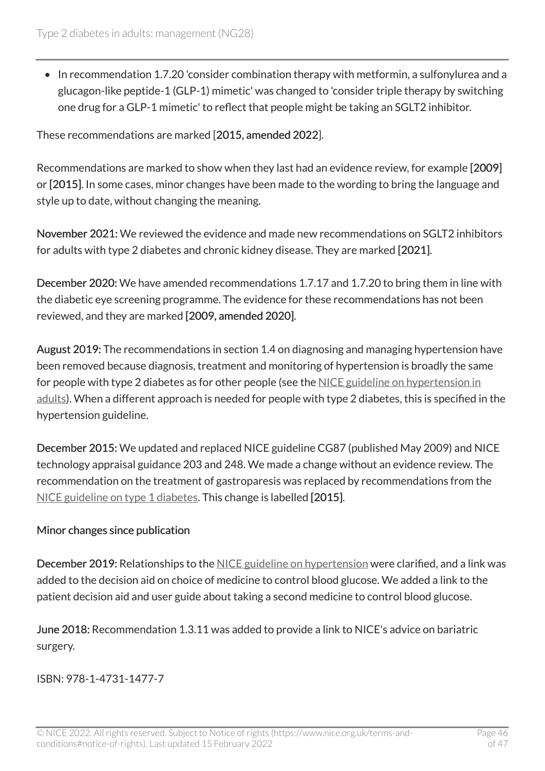- In recommendation 1.7.20 'consider combination therapy with metformin, a sulfonylurea and a glucagon-like peptide-1 (GLP-1) mimetic' was changed to 'consider triple therapy by switching one drug for a GLP-1 mimetic' to reflect that people might be taking an SGLT2 inhibitor.

These recommendations are marked [**2015, amended 2022**].

Recommendations are marked to show when they last had an evidence review, for example **[2009]** or **[2015]**. In some cases, minor changes have been made to the wording to bring the language and style up to date, without changing the meaning.

**November 2021:** We reviewed the evidence and made new recommendations on SGLT2 inhibitors for adults with type 2 diabetes and chronic kidney disease. They are marked **[2021]**.

**December 2020:** We have amended recommendations 1.7.17 and 1.7.20 to bring them in line with the diabetic eye screening programme. The evidence for these recommendations has not been reviewed, and they are marked **[2009, amended 2020]**.

**August 2019:** The recommendations in section 1.4 on diagnosing and managing hypertension have been removed because diagnosis, treatment and monitoring of hypertension is broadly the same for people with type 2 diabetes as for other people (see the NICE guideline on hypertension in adults). When a different approach is needed for people with type 2 diabetes, this is specified in the hypertension guideline.

**December 2015:** We updated and replaced NICE guideline CG87 (published May 2009) and NICE technology appraisal guidance 203 and 248. We made a change without an evidence review. The recommendation on the treatment of gastroparesis was replaced by recommendations from the NICE guideline on type 1 diabetes. This change is labelled **[2015]**.

### Minor changes since publication

**December 2019:** Relationships to the NICE guideline on hypertension were clarified, and a link was added to the decision aid on choice of medicine to control blood glucose. We added a link to the patient decision aid and user guide about taking a second medicine to control blood glucose.

**June 2018:** Recommendation 1.3.11 was added to provide a link to NICE's advice on bariatric surgery.

ISBN: 978-1-4731-1477-7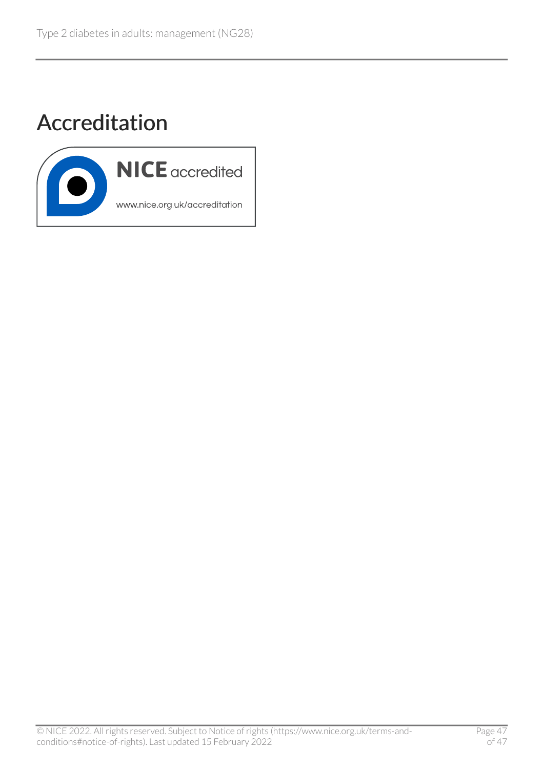# Accreditation

NICE accredited

www.nice.org.uk/accreditation